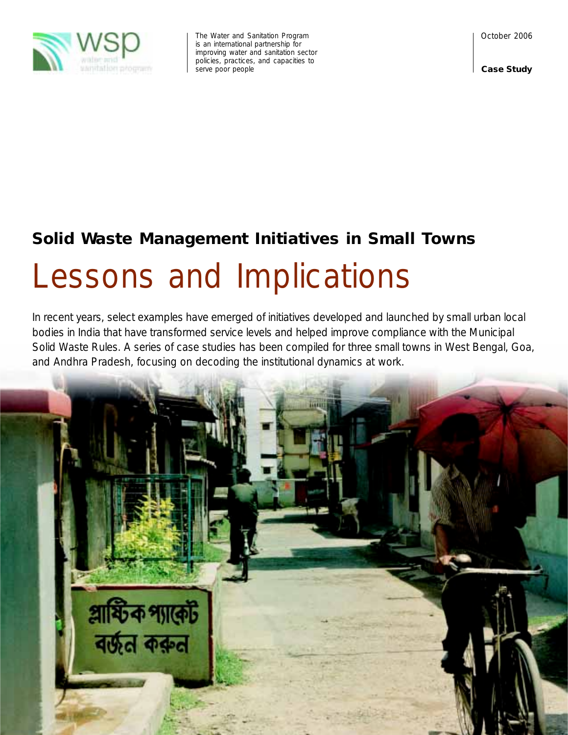The Water and Sanitation Program is an international partnership for improving water and sanitation sector policies, practices, and capacities to serve poor people

October 2006

**Case Study**

## Solid Waste Management Initiatives in Small Towns

# Lessons and Implications

In recent years, select examples have emerged of initiatives developed and launched by small urban local bodies in India that have transformed service levels and helped improve compliance with the Municipal Solid Waste Rules. A series of case studies has been compiled for three small towns in West Bengal, Goa, and Andhra Pradesh, focusing on decoding the institutional dynamics at work.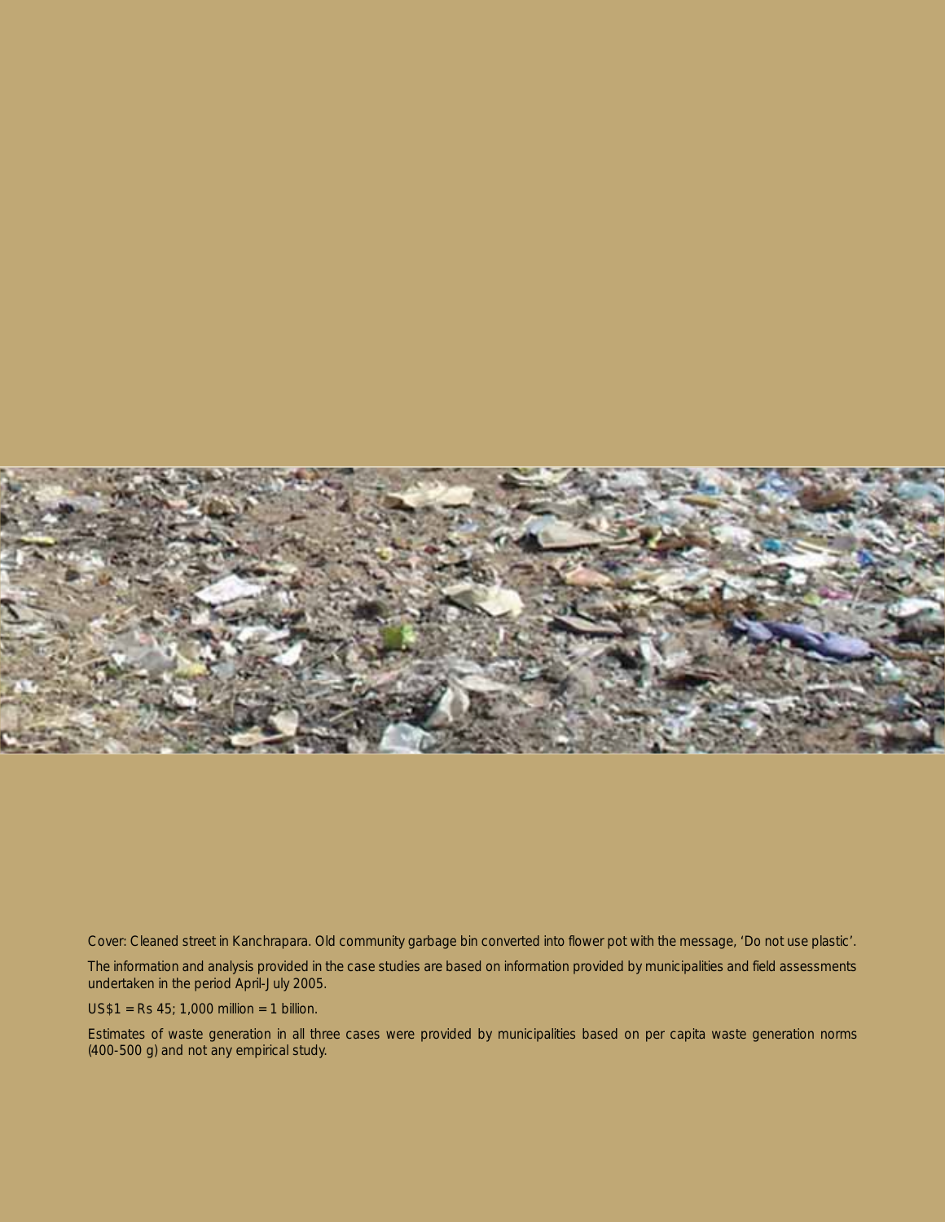Cover: Cleaned street in Kanchrapara. Old community garbage bin converted into flower pot with the message, 'Do not use plastic'.

The information and analysis provided in the case studies are based on information provided by municipalities and field assessments undertaken in the period April-July 2005.

US$1 = Rs 45; 1,000 million = 1 billion.

Estimates of waste generation in all three cases were provided by municipalities based on per capita waste generation norms (400-500 g) and not any empirical study.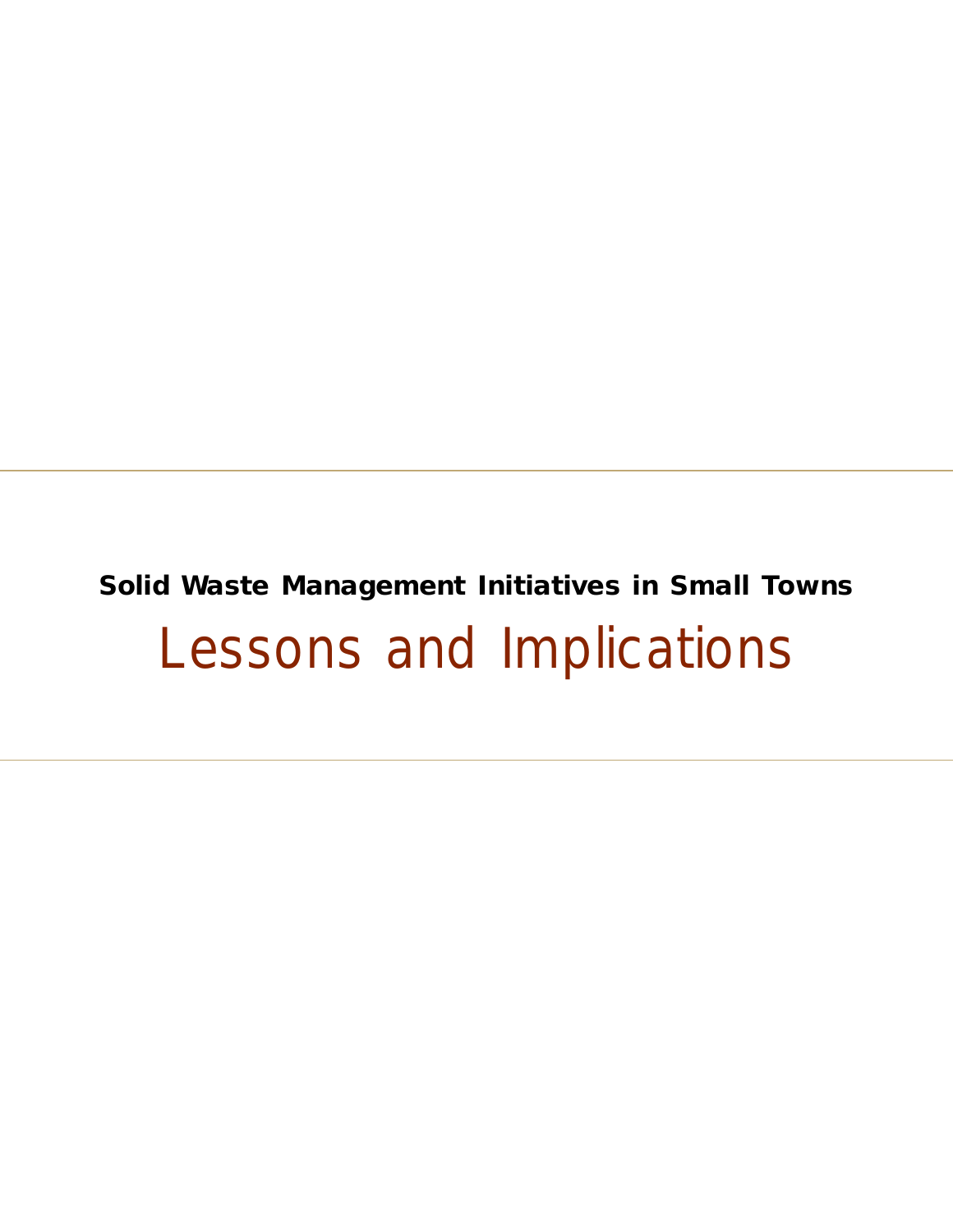**Solid Waste Management Initiatives in Small Towns**

# Lessons and Implications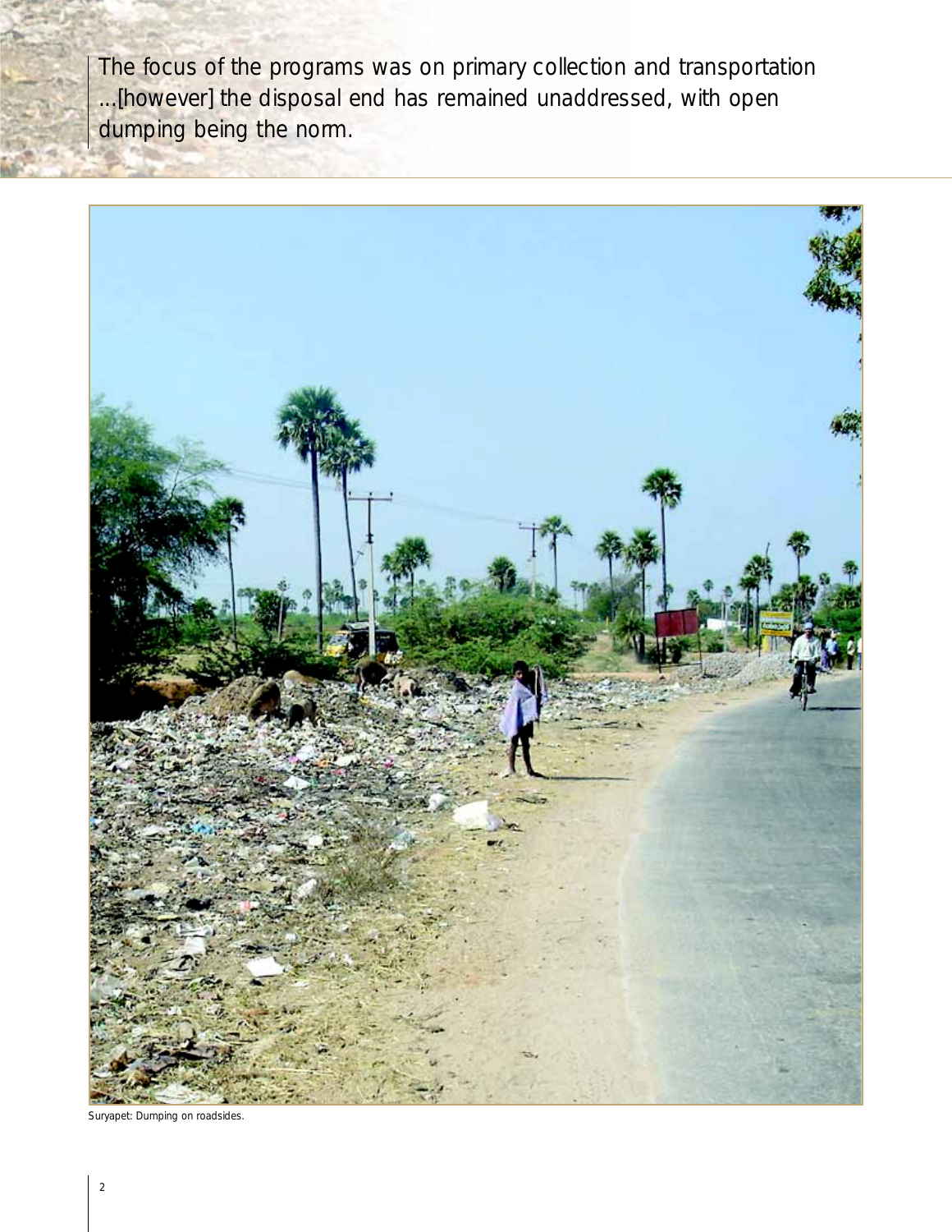The focus of the programs was on primary collection and transportation ...[however] the disposal end has remained unaddressed, with open dumping being the norm.

Suryapet: Dumping on roadsides.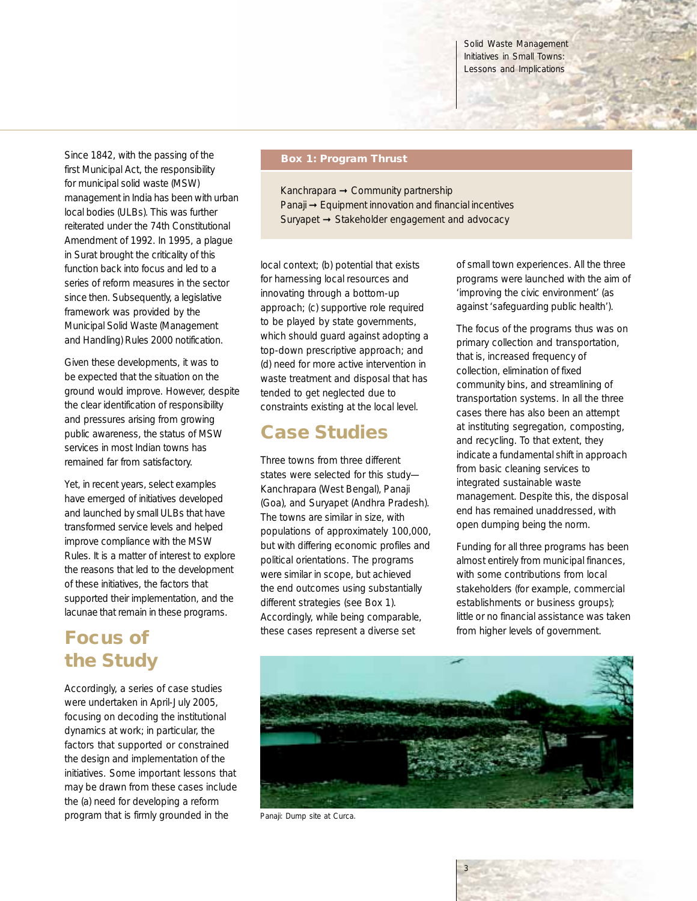Since 1842, with the passing of the first Municipal Act, the responsibility for municipal solid waste (MSW) management in India has been with urban local bodies (ULBs). This was further reiterated under the 74th Constitutional Amendment of 1992. In 1995, a plague in Surat brought the criticality of this function back into focus and led to a series of reform measures in the sector since then. Subsequently, a legislative framework was provided by the Municipal Solid Waste (Management and Handling) Rules 2000 notification.

Given these developments, it was to be expected that the situation on the ground would improve. However, despite the clear identification of responsibility and pressures arising from growing public awareness, the status of MSW services in most Indian towns has remained far from satisfactory.

Yet, in recent years, select examples have emerged of initiatives developed and launched by small ULBs that have transformed service levels and helped improve compliance with the MSW Rules. It is a matter of interest to explore the reasons that led to the development of these initiatives, the factors that supported their implementation, and the lacunae that remain in these programs.

## Focus of the Study

Accordingly, a series of case studies were undertaken in April-July 2005, focusing on decoding the institutional dynamics at work; in particular, the factors that supported or constrained the design and implementation of the initiatives. Some important lessons that may be drawn from these cases include the (a) need for developing a reform program that is firmly grounded in the local context; (b) potential that exists for harnessing local resources and innovating through a bottom-up approach; (c) supportive role required to be played by state governments, which should guard against adopting a top-down prescriptive approach; and (d) need for more active intervention in waste treatment and disposal that has tended to get neglected due to constraints existing at the local level.

> **Box 1: Program Thrust**
>
> Kanchrapara → Community partnership
> Panaji → Equipment innovation and financial incentives
> Suryapet → Stakeholder engagement and advocacy

## Case Studies

Three towns from three different states were selected for this study—Kanchrapara (West Bengal), Panaji (Goa), and Suryapet (Andhra Pradesh). The towns are similar in size, with populations of approximately 100,000, but with differing economic profiles and political orientations. The programs were similar in scope, but achieved the end outcomes using substantially different strategies (see Box 1). Accordingly, while being comparable, these cases represent a diverse set of small town experiences. All the three programs were launched with the aim of 'improving the civic environment' (as against 'safeguarding public health').

The focus of the programs thus was on primary collection and transportation, that is, increased frequency of collection, elimination of fixed community bins, and streamlining of transportation systems. In all the three cases there has also been an attempt at instituting segregation, composting, and recycling. To that extent, they indicate a fundamental shift in approach from basic cleaning services to integrated sustainable waste management. Despite this, the disposal end has remained unaddressed, with open dumping being the norm.

Funding for all three programs has been almost entirely from municipal finances, with some contributions from local stakeholders (for example, commercial establishments or business groups); little or no financial assistance was taken from higher levels of government.

Panaji: Dump site at Curca.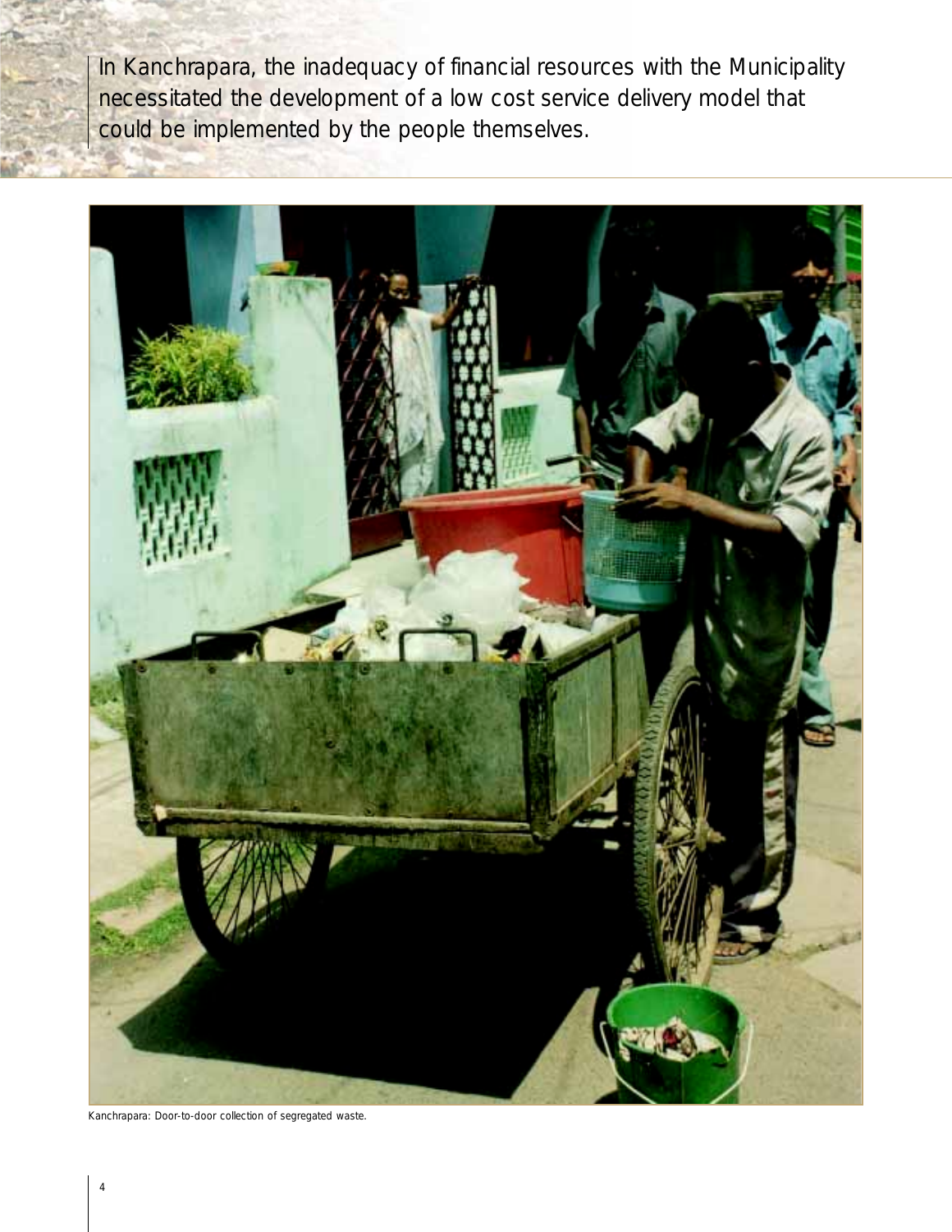In Kanchrapara, the inadequacy of financial resources with the Municipality necessitated the development of a low cost service delivery model that could be implemented by the people themselves.

Kanchrapara: Door-to-door collection of segregated waste.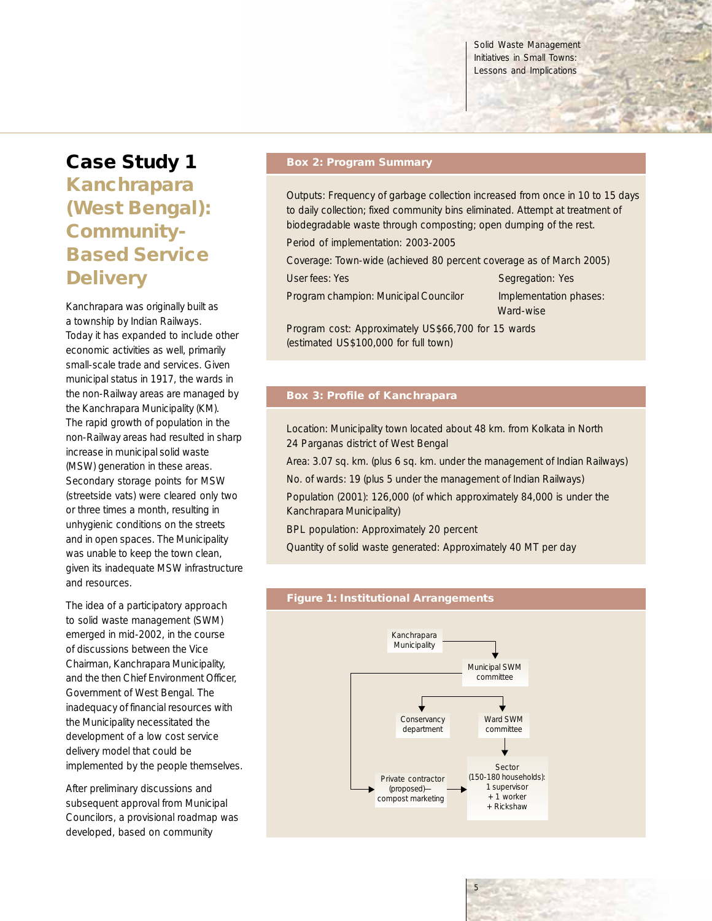# Case Study 1

## Kanchrapara (West Bengal): Community-Based Service Delivery

Kanchrapara was originally built as a township by Indian Railways. Today it has expanded to include other economic activities as well, primarily small-scale trade and services. Given municipal status in 1917, the wards in the non-Railway areas are managed by the Kanchrapara Municipality (KM). The rapid growth of population in the non-Railway areas had resulted in sharp increase in municipal solid waste (MSW) generation in these areas. Secondary storage points for MSW (streetside vats) were cleared only two or three times a month, resulting in unhygienic conditions on the streets and in open spaces. The Municipality was unable to keep the town clean, given its inadequate MSW infrastructure and resources.

The idea of a participatory approach to solid waste management (SWM) emerged in mid-2002, in the course of discussions between the Vice Chairman, Kanchrapara Municipality, and the then Chief Environment Officer, Government of West Bengal. The inadequacy of financial resources with the Municipality necessitated the development of a low cost service delivery model that could be implemented by the people themselves.

After preliminary discussions and subsequent approval from Municipal Councilors, a provisional roadmap was developed, based on community

### Box 2: Program Summary

Outputs: Frequency of garbage collection increased from once in 10 to 15 days to daily collection; fixed community bins eliminated. Attempt at treatment of biodegradable waste through composting; open dumping of the rest.

Period of implementation: 2003-2005

Coverage: Town-wide (achieved 80 percent coverage as of March 2005)

User fees: Yes

Segregation: Yes

Program champion: Municipal Councilor

Implementation phases: Ward-wise

Program cost: Approximately US$66,700 for 15 wards (estimated US$100,000 for full town)

### Box 3: Profile of Kanchrapara

Location: Municipality town located about 48 km. from Kolkata in North 24 Parganas district of West Bengal

Area: 3.07 sq. km. (plus 6 sq. km. under the management of Indian Railways)

No. of wards: 19 (plus 5 under the management of Indian Railways)

Population (2001): 126,000 (of which approximately 84,000 is under the Kanchrapara Municipality)

BPL population: Approximately 20 percent

Quantity of solid waste generated: Approximately 40 MT per day

### Figure 1: Institutional Arrangements

- Kanchrapara Municipality → Municipal SWM committee
- Municipal SWM committee → Conservancy department
- Municipal SWM committee → Ward SWM committee
- Municipal SWM committee → Private contractor (proposed)—compost marketing
- Ward SWM committee → Sector (150-180 households): 1 supervisor + 1 worker + Rickshaw
- Private contractor (proposed)—compost marketing → Sector (150-180 households): 1 supervisor + 1 worker + Rickshaw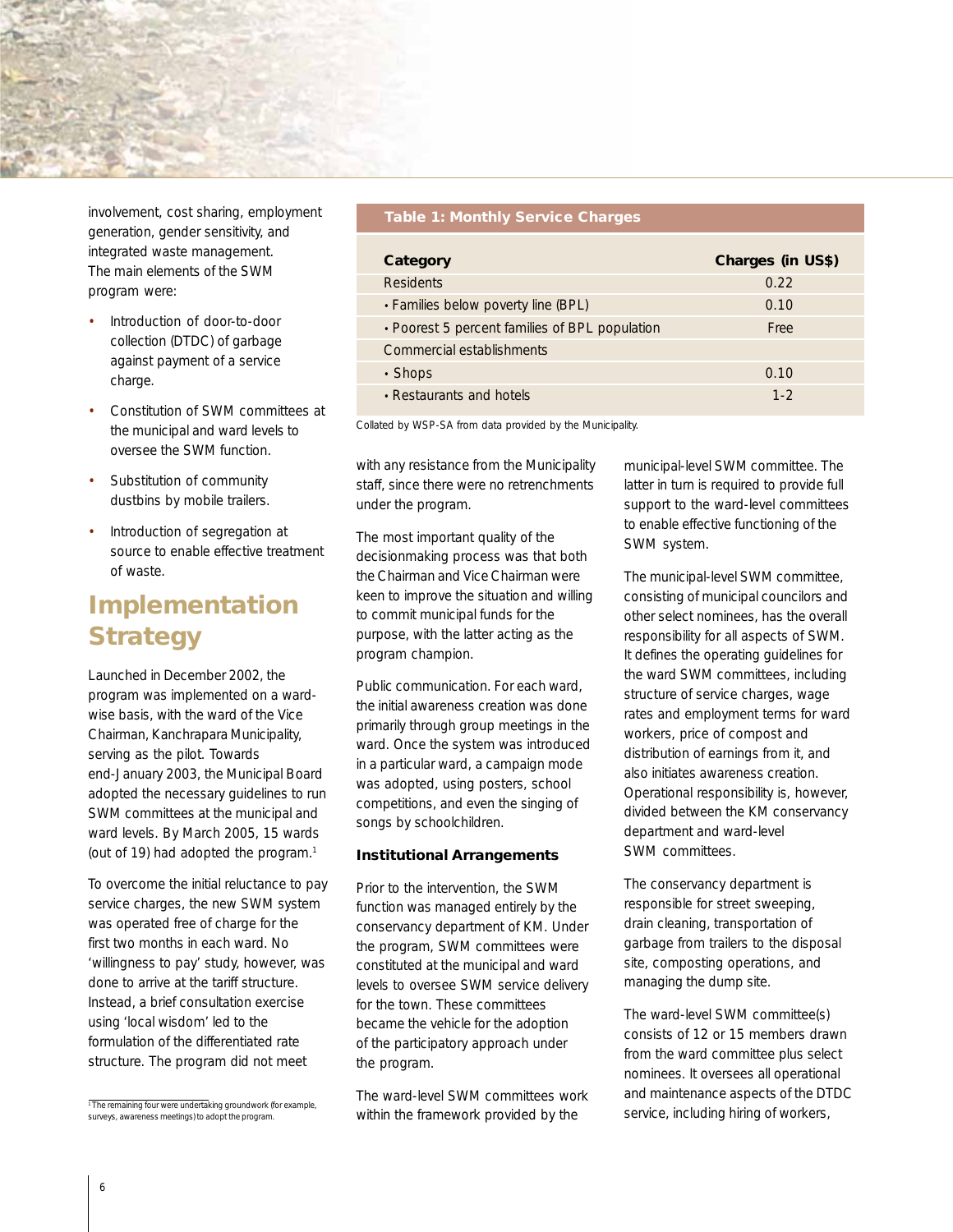involvement, cost sharing, employment generation, gender sensitivity, and integrated waste management. The main elements of the SWM program were:

- Introduction of door-to-door collection (DTDC) of garbage against payment of a service charge.
- Constitution of SWM committees at the municipal and ward levels to oversee the SWM function.
- Substitution of community dustbins by mobile trailers.
- Introduction of segregation at source to enable effective treatment of waste.

## Implementation Strategy

Launched in December 2002, the program was implemented on a ward-wise basis, with the ward of the Vice Chairman, Kanchrapara Municipality, serving as the pilot. Towards end-January 2003, the Municipal Board adopted the necessary guidelines to run SWM committees at the municipal and ward levels. By March 2005, 15 wards (out of 19) had adopted the program.[1]

To overcome the initial reluctance to pay service charges, the new SWM system was operated free of charge for the first two months in each ward. No 'willingness to pay' study, however, was done to arrive at the tariff structure. Instead, a brief consultation exercise using 'local wisdom' led to the formulation of the differentiated rate structure. The program did not meet with any resistance from the Municipality staff, since there were no retrenchments under the program.

**Table 1: Monthly Service Charges**

| Category | Charges (in US$) |
|---|---|
| Residents | 0.22 |
| • Families below poverty line (BPL) | 0.10 |
| • Poorest 5 percent families of BPL population | Free |
| Commercial establishments | |
| • Shops | 0.10 |
| • Restaurants and hotels | 1-2 |

Collated by WSP-SA from data provided by the Municipality.

The most important quality of the decisionmaking process was that both the Chairman and Vice Chairman were keen to improve the situation and willing to commit municipal funds for the purpose, with the latter acting as the program champion.

Public communication. For each ward, the initial awareness creation was done primarily through group meetings in the ward. Once the system was introduced in a particular ward, a campaign mode was adopted, using posters, school competitions, and even the singing of songs by schoolchildren.

### Institutional Arrangements

Prior to the intervention, the SWM function was managed entirely by the conservancy department of KM. Under the program, SWM committees were constituted at the municipal and ward levels to oversee SWM service delivery for the town. These committees became the vehicle for the adoption of the participatory approach under the program.

The ward-level SWM committees work within the framework provided by the municipal-level SWM committee. The latter in turn is required to provide full support to the ward-level committees to enable effective functioning of the SWM system.

The municipal-level SWM committee, consisting of municipal councilors and other select nominees, has the overall responsibility for all aspects of SWM. It defines the operating guidelines for the ward SWM committees, including structure of service charges, wage rates and employment terms for ward workers, price of compost and distribution of earnings from it, and also initiates awareness creation. Operational responsibility is, however, divided between the KM conservancy department and ward-level SWM committees.

The conservancy department is responsible for street sweeping, drain cleaning, transportation of garbage from trailers to the disposal site, composting operations, and managing the dump site.

The ward-level SWM committee(s) consists of 12 or 15 members drawn from the ward committee plus select nominees. It oversees all operational and maintenance aspects of the DTDC service, including hiring of workers,

[1] The remaining four were undertaking groundwork (for example, surveys, awareness meetings) to adopt the program.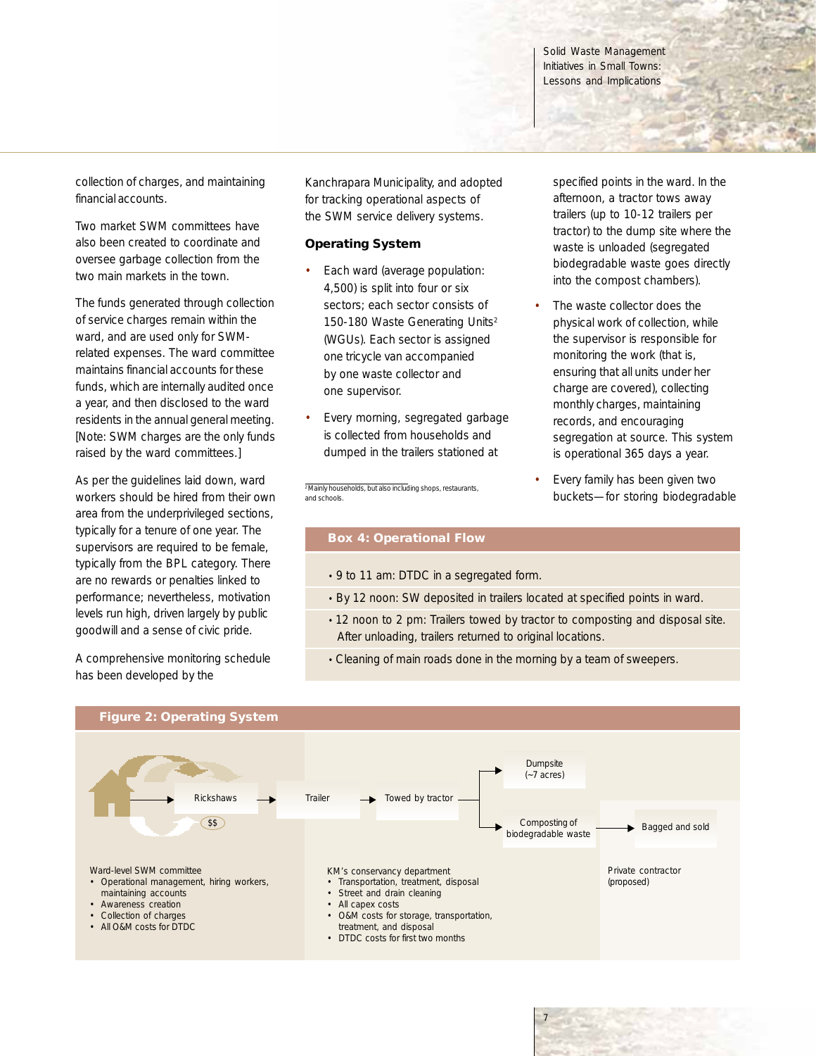collection of charges, and maintaining financial accounts.

Two market SWM committees have also been created to coordinate and oversee garbage collection from the two main markets in the town.

The funds generated through collection of service charges remain within the ward, and are used only for SWM-related expenses. The ward committee maintains financial accounts for these funds, which are internally audited once a year, and then disclosed to the ward residents in the annual general meeting. [Note: SWM charges are the only funds raised by the ward committees.]

As per the guidelines laid down, ward workers should be hired from their own area from the underprivileged sections, typically for a tenure of one year. The supervisors are required to be female, typically from the BPL category. There are no rewards or penalties linked to performance; nevertheless, motivation levels run high, driven largely by public goodwill and a sense of civic pride.

A comprehensive monitoring schedule has been developed by the Kanchrapara Municipality, and adopted for tracking operational aspects of the SWM service delivery systems.

### Operating System

- Each ward (average population: 4,500) is split into four or six sectors; each sector consists of 150-180 Waste Generating Units[2] (WGUs). Each sector is assigned one tricycle van accompanied by one waste collector and one supervisor.
- Every morning, segregated garbage is collected from households and dumped in the trailers stationed at specified points in the ward. In the afternoon, a tractor tows away trailers (up to 10-12 trailers per tractor) to the dump site where the waste is unloaded (segregated biodegradable waste goes directly into the compost chambers).
- The waste collector does the physical work of collection, while the supervisor is responsible for monitoring the work (that is, ensuring that all units under her charge are covered), collecting monthly charges, maintaining records, and encouraging segregation at source. This system is operational 365 days a year.
- Every family has been given two buckets—for storing biodegradable

[2] Mainly households, but also including shops, restaurants, and schools.

### Box 4: Operational Flow

- 9 to 11 am: DTDC in a segregated form.
- By 12 noon: SW deposited in trailers located at specified points in ward.
- 12 noon to 2 pm: Trailers towed by tractor to composting and disposal site. After unloading, trailers returned to original locations.
- Cleaning of main roads done in the morning by a team of sweepers.

### Figure 2: Operating System

Rickshaws ($$) → Trailer → Towed by tractor → Dumpsite (~7 acres) / Composting of biodegradable waste → Bagged and sold

Ward-level SWM committee
- Operational management, hiring workers, maintaining accounts
- Awareness creation
- Collection of charges
- All O&M costs for DTDC

KM's conservancy department
- Transportation, treatment, disposal
- Street and drain cleaning
- All capex costs
- O&M costs for storage, transportation, treatment, and disposal
- DTDC costs for first two months

Private contractor (proposed)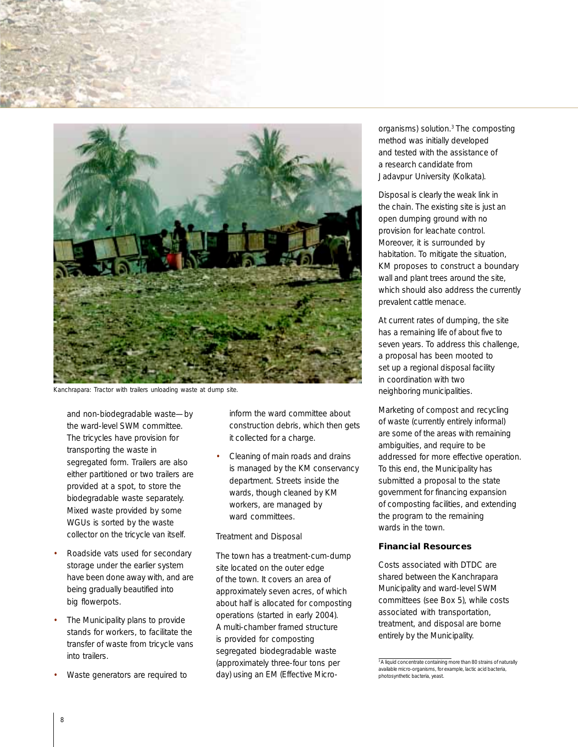Kanchrapara: Tractor with trailers unloading waste at dump site.

and non-biodegradable waste—by the ward-level SWM committee. The tricycles have provision for transporting the waste in segregated form. Trailers are also either partitioned or two trailers are provided at a spot, to store the biodegradable waste separately. Mixed waste provided by some WGUs is sorted by the waste collector on the tricycle van itself.

- Roadside vats used for secondary storage under the earlier system have been done away with, and are being gradually beautified into big flowerpots.
- The Municipality plans to provide stands for workers, to facilitate the transfer of waste from tricycle vans into trailers.
- Waste generators are required to inform the ward committee about construction debris, which then gets it collected for a charge.
- Cleaning of main roads and drains is managed by the KM conservancy department. Streets inside the wards, though cleaned by KM workers, are managed by ward committees.

Treatment and Disposal

The town has a treatment-cum-dump site located on the outer edge of the town. It covers an area of approximately seven acres, of which about half is allocated for composting operations (started in early 2004). A multi-chamber framed structure is provided for composting segregated biodegradable waste (approximately three-four tons per day) using an EM (Effective Micro-organisms) solution.[3] The composting method was initially developed and tested with the assistance of a research candidate from Jadavpur University (Kolkata).

Disposal is clearly the weak link in the chain. The existing site is just an open dumping ground with no provision for leachate control. Moreover, it is surrounded by habitation. To mitigate the situation, KM proposes to construct a boundary wall and plant trees around the site, which should also address the currently prevalent cattle menace.

At current rates of dumping, the site has a remaining life of about five to seven years. To address this challenge, a proposal has been mooted to set up a regional disposal facility in coordination with two neighboring municipalities.

Marketing of compost and recycling of waste (currently entirely informal) are some of the areas with remaining ambiguities, and require to be addressed for more effective operation. To this end, the Municipality has submitted a proposal to the state government for financing expansion of composting facilities, and extending the program to the remaining wards in the town.

**Financial Resources**

Costs associated with DTDC are shared between the Kanchrapara Municipality and ward-level SWM committees (see Box 5), while costs associated with transportation, treatment, and disposal are borne entirely by the Municipality.

[3] A liquid concentrate containing more than 80 strains of naturally available micro-organisms, for example, lactic acid bacteria, photosynthetic bacteria, yeast.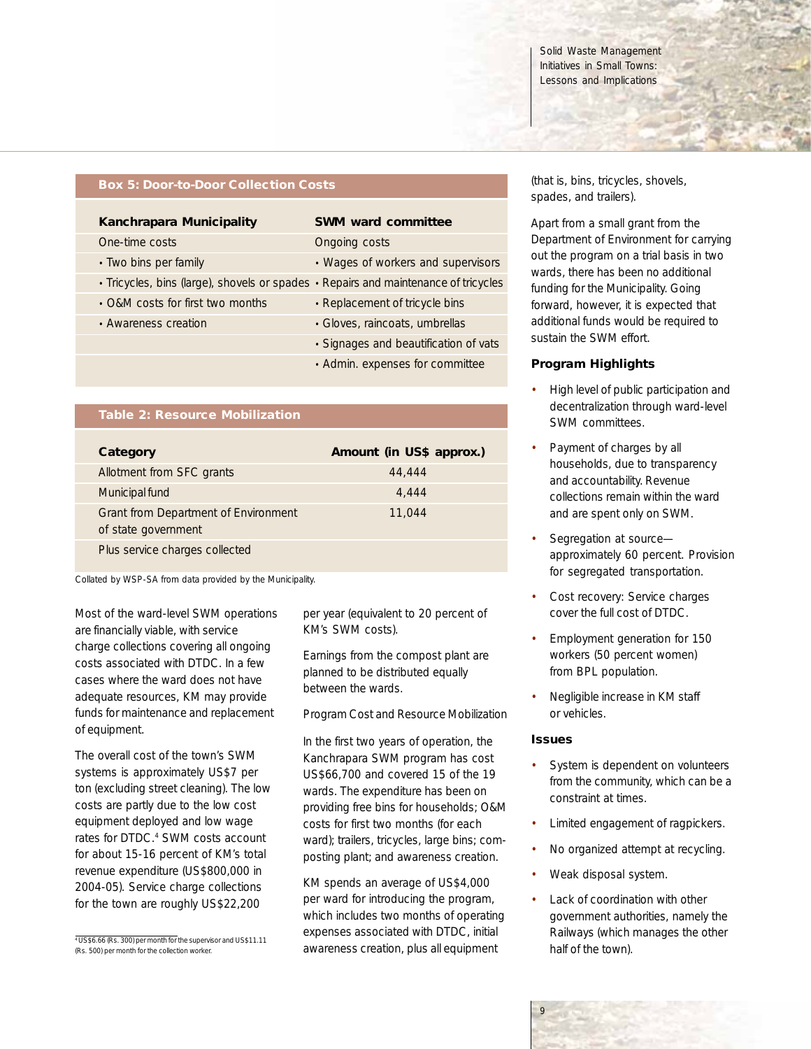**Box 5: Door-to-Door Collection Costs**

| Kanchrapara Municipality | SWM ward committee |
|---|---|
| One-time costs | Ongoing costs |
| • Two bins per family | • Wages of workers and supervisors |
| • Tricycles, bins (large), shovels or spades | • Repairs and maintenance of tricycles |
| • O&M costs for first two months | • Replacement of tricycle bins |
| • Awareness creation | • Gloves, raincoats, umbrellas |
| | • Signages and beautification of vats |
| | • Admin. expenses for committee |

**Table 2: Resource Mobilization**

| Category | Amount (in US$ approx.) |
|---|---|
| Allotment from SFC grants | 44,444 |
| Municipal fund | 4,444 |
| Grant from Department of Environment of state government | 11,044 |
| Plus service charges collected | |

Collated by WSP-SA from data provided by the Municipality.

Most of the ward-level SWM operations are financially viable, with service charge collections covering all ongoing costs associated with DTDC. In a few cases where the ward does not have adequate resources, KM may provide funds for maintenance and replacement of equipment.

The overall cost of the town's SWM systems is approximately US$7 per ton (excluding street cleaning). The low costs are partly due to the low cost equipment deployed and low wage rates for DTDC.[4] SWM costs account for about 15-16 percent of KM's total revenue expenditure (US$800,000 in 2004-05). Service charge collections for the town are roughly US$22,200 per year (equivalent to 20 percent of KM's SWM costs).

Earnings from the compost plant are planned to be distributed equally between the wards.

Program Cost and Resource Mobilization

In the first two years of operation, the Kanchrapara SWM program has cost US$66,700 and covered 15 of the 19 wards. The expenditure has been on providing free bins for households; O&M costs for first two months (for each ward); trailers, tricycles, large bins; composting plant; and awareness creation.

KM spends an average of US$4,000 per ward for introducing the program, which includes two months of operating expenses associated with DTDC, initial awareness creation, plus all equipment (that is, bins, tricycles, shovels, spades, and trailers).

Apart from a small grant from the Department of Environment for carrying out the program on a trial basis in two wards, there has been no additional funding for the Municipality. Going forward, however, it is expected that additional funds would be required to sustain the SWM effort.

### Program Highlights

- High level of public participation and decentralization through ward-level SWM committees.
- Payment of charges by all households, due to transparency and accountability. Revenue collections remain within the ward and are spent only on SWM.
- Segregation at source—approximately 60 percent. Provision for segregated transportation.
- Cost recovery: Service charges cover the full cost of DTDC.
- Employment generation for 150 workers (50 percent women) from BPL population.
- Negligible increase in KM staff or vehicles.

### Issues

- System is dependent on volunteers from the community, which can be a constraint at times.
- Limited engagement of ragpickers.
- No organized attempt at recycling.
- Weak disposal system.
- Lack of coordination with other government authorities, namely the Railways (which manages the other half of the town).

[4] US$6.66 (Rs. 300) per month for the supervisor and US$11.11 (Rs. 500) per month for the collection worker.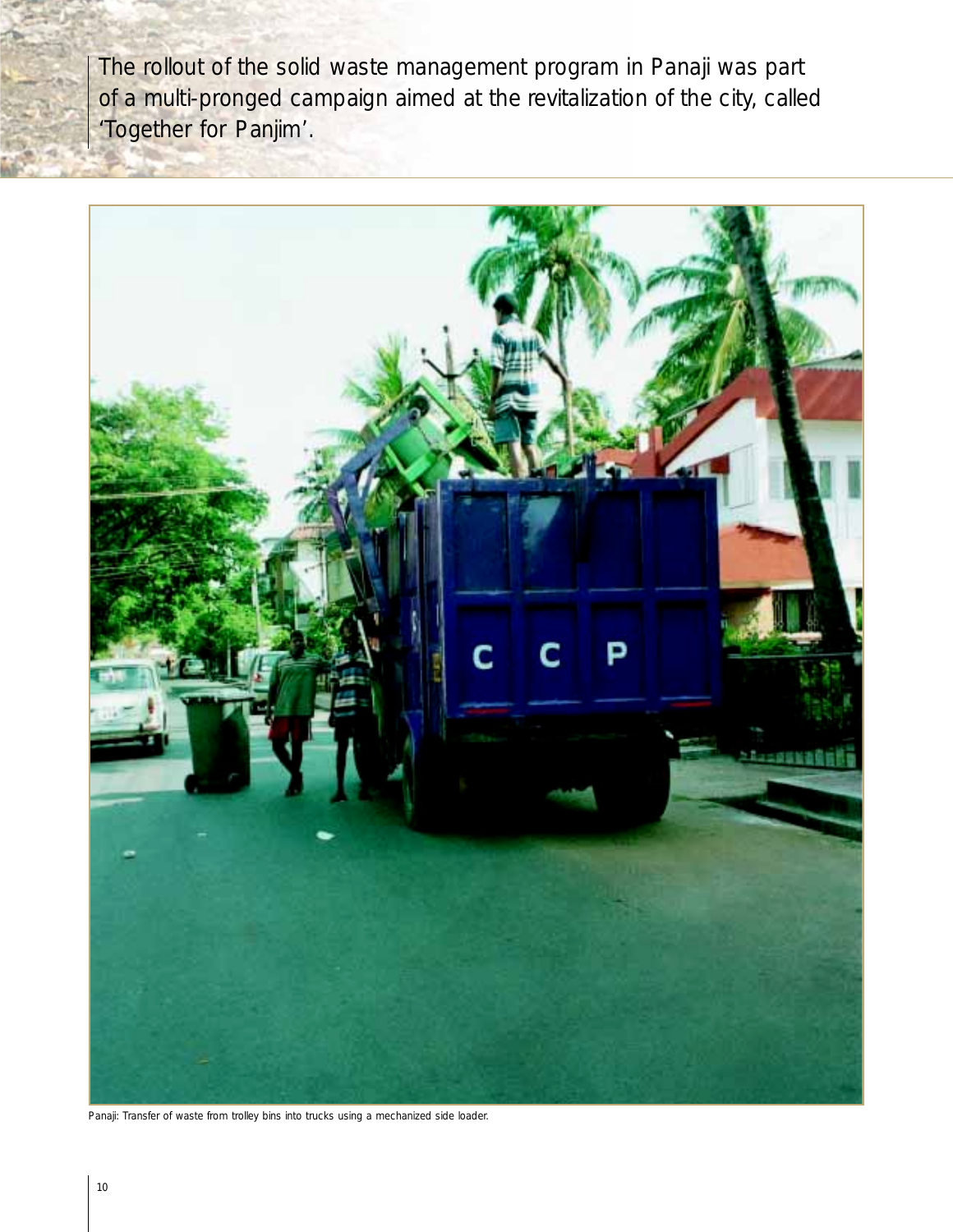The rollout of the solid waste management program in Panaji was part of a multi-pronged campaign aimed at the revitalization of the city, called 'Together for Panjim'.

Panaji: Transfer of waste from trolley bins into trucks using a mechanized side loader.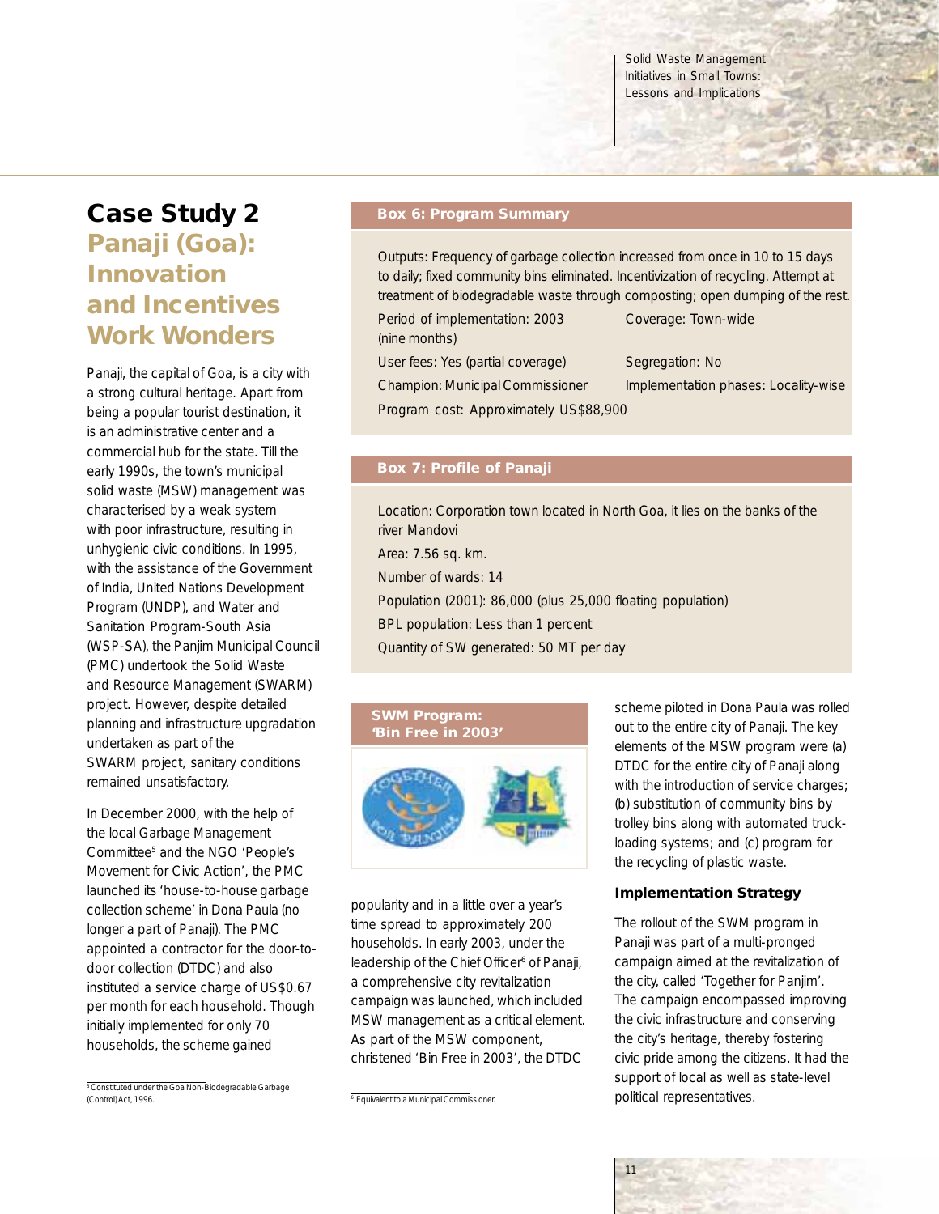# Case Study 2
## Panaji (Goa): Innovation and Incentives Work Wonders

Panaji, the capital of Goa, is a city with a strong cultural heritage. Apart from being a popular tourist destination, it is an administrative center and a commercial hub for the state. Till the early 1990s, the town's municipal solid waste (MSW) management was characterised by a weak system with poor infrastructure, resulting in unhygienic civic conditions. In 1995, with the assistance of the Government of India, United Nations Development Program (UNDP), and Water and Sanitation Program-South Asia (WSP-SA), the Panjim Municipal Council (PMC) undertook the Solid Waste and Resource Management (SWARM) project. However, despite detailed planning and infrastructure upgradation undertaken as part of the SWARM project, sanitary conditions remained unsatisfactory.

In December 2000, with the help of the local Garbage Management Committee[5] and the NGO 'People's Movement for Civic Action', the PMC launched its 'house-to-house garbage collection scheme' in Dona Paula (no longer a part of Panaji). The PMC appointed a contractor for the door-to-door collection (DTDC) and also instituted a service charge of US$0.67 per month for each household. Though initially implemented for only 70 households, the scheme gained popularity and in a little over a year's time spread to approximately 200 households. In early 2003, under the leadership of the Chief Officer[6] of Panaji, a comprehensive city revitalization campaign was launched, which included MSW management as a critical element. As part of the MSW component, christened 'Bin Free in 2003', the DTDC scheme piloted in Dona Paula was rolled out to the entire city of Panaji. The key elements of the MSW program were (a) DTDC for the entire city of Panaji along with the introduction of service charges; (b) substitution of community bins by trolley bins along with automated truck-loading systems; and (c) program for the recycling of plastic waste.

**Box 6: Program Summary**

Outputs: Frequency of garbage collection increased from once in 10 to 15 days to daily; fixed community bins eliminated. Incentivization of recycling. Attempt at treatment of biodegradable waste through composting; open dumping of the rest.

| | |
|---|---|
| Period of implementation: 2003 (nine months) | Coverage: Town-wide |
| User fees: Yes (partial coverage) | Segregation: No |
| Champion: Municipal Commissioner | Implementation phases: Locality-wise |

Program cost: Approximately US$88,900

**Box 7: Profile of Panaji**

Location: Corporation town located in North Goa, it lies on the banks of the river Mandovi

Area: 7.56 sq. km.

Number of wards: 14

Population (2001): 86,000 (plus 25,000 floating population)

BPL population: Less than 1 percent

Quantity of SW generated: 50 MT per day

**SWM Program: 'Bin Free in 2003'**

### Implementation Strategy

The rollout of the SWM program in Panaji was part of a multi-pronged campaign aimed at the revitalization of the city, called 'Together for Panjim'. The campaign encompassed improving the civic infrastructure and conserving the city's heritage, thereby fostering civic pride among the citizens. It had the support of local as well as state-level political representatives.

---

[5] Constituted under the Goa Non-Biodegradable Garbage (Control) Act, 1996.

[6] Equivalent to a Municipal Commissioner.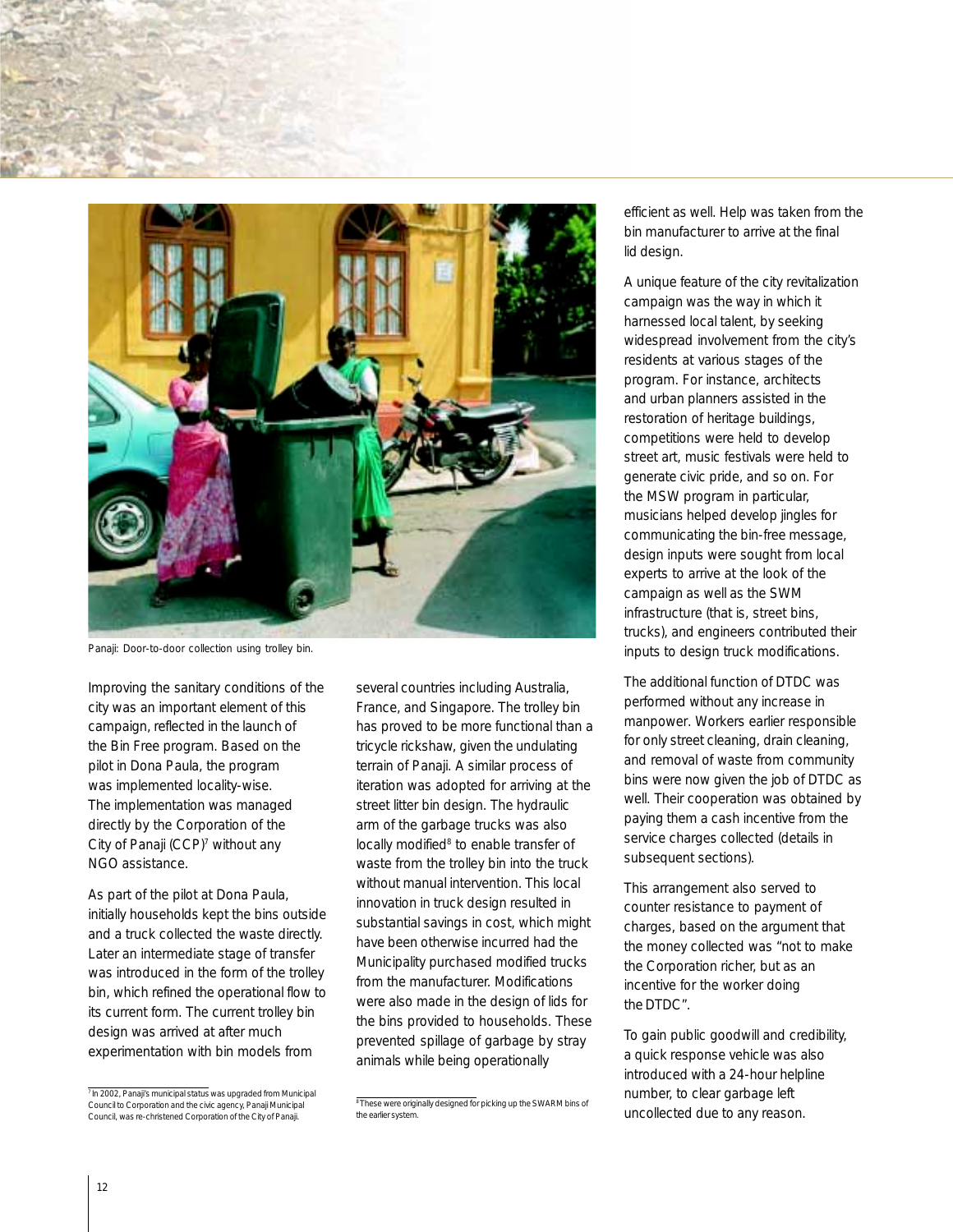Panaji: Door-to-door collection using trolley bin.

Improving the sanitary conditions of the city was an important element of this campaign, reflected in the launch of the Bin Free program. Based on the pilot in Dona Paula, the program was implemented locality-wise. The implementation was managed directly by the Corporation of the City of Panaji (CCP)[7] without any NGO assistance.

As part of the pilot at Dona Paula, initially households kept the bins outside and a truck collected the waste directly. Later an intermediate stage of transfer was introduced in the form of the trolley bin, which refined the operational flow to its current form. The current trolley bin design was arrived at after much experimentation with bin models from several countries including Australia, France, and Singapore. The trolley bin has proved to be more functional than a tricycle rickshaw, given the undulating terrain of Panaji. A similar process of iteration was adopted for arriving at the street litter bin design. The hydraulic arm of the garbage trucks was also locally modified[8] to enable transfer of waste from the trolley bin into the truck without manual intervention. This local innovation in truck design resulted in substantial savings in cost, which might have been otherwise incurred had the Municipality purchased modified trucks from the manufacturer. Modifications were also made in the design of lids for the bins provided to households. These prevented spillage of garbage by stray animals while being operationally efficient as well. Help was taken from the bin manufacturer to arrive at the final lid design.

A unique feature of the city revitalization campaign was the way in which it harnessed local talent, by seeking widespread involvement from the city's residents at various stages of the program. For instance, architects and urban planners assisted in the restoration of heritage buildings, competitions were held to develop street art, music festivals were held to generate civic pride, and so on. For the MSW program in particular, musicians helped develop jingles for communicating the bin-free message, design inputs were sought from local experts to arrive at the look of the campaign as well as the SWM infrastructure (that is, street bins, trucks), and engineers contributed their inputs to design truck modifications.

The additional function of DTDC was performed without any increase in manpower. Workers earlier responsible for only street cleaning, drain cleaning, and removal of waste from community bins were now given the job of DTDC as well. Their cooperation was obtained by paying them a cash incentive from the service charges collected (details in subsequent sections).

This arrangement also served to counter resistance to payment of charges, based on the argument that the money collected was "not to make the Corporation richer, but as an incentive for the worker doing the DTDC".

To gain public goodwill and credibility, a quick response vehicle was also introduced with a 24-hour helpline number, to clear garbage left uncollected due to any reason.

[7] In 2002, Panaji's municipal status was upgraded from Municipal Council to Corporation and the civic agency, Panaji Municipal Council, was re-christened Corporation of the City of Panaji.

[8] These were originally designed for picking up the SWARM bins of the earlier system.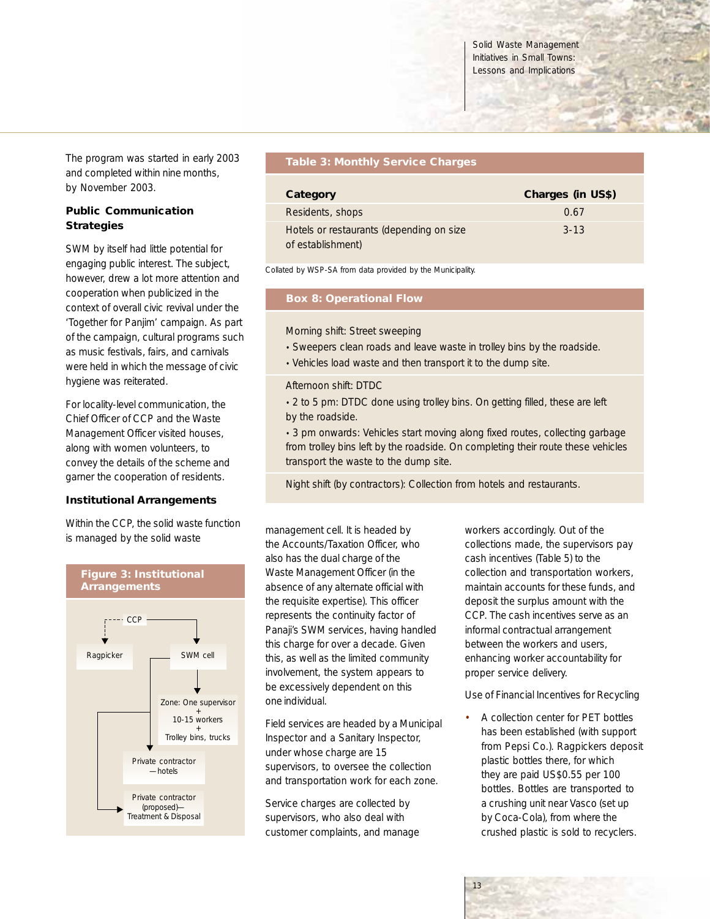The program was started in early 2003 and completed within nine months, by November 2003.

### Public Communication Strategies

SWM by itself had little potential for engaging public interest. The subject, however, drew a lot more attention and cooperation when publicized in the context of overall civic revival under the 'Together for Panjim' campaign. As part of the campaign, cultural programs such as music festivals, fairs, and carnivals were held in which the message of civic hygiene was reiterated.

For locality-level communication, the Chief Officer of CCP and the Waste Management Officer visited houses, along with women volunteers, to convey the details of the scheme and garner the cooperation of residents.

### Institutional Arrangements

Within the CCP, the solid waste function is managed by the solid waste management cell. It is headed by the Accounts/Taxation Officer, who also has the dual charge of the Waste Management Officer (in the absence of any alternate official with the requisite expertise). This officer represents the continuity factor of Panaji's SWM services, having handled this charge for over a decade. Given this, as well as the limited community involvement, the system appears to be excessively dependent on this one individual.

Field services are headed by a Municipal Inspector and a Sanitary Inspector, under whose charge are 15 supervisors, to oversee the collection and transportation work for each zone.

Service charges are collected by supervisors, who deal with customer complaints, and manage workers accordingly. Out of the collections made, the supervisors pay cash incentives (Table 5) to the collection and transportation workers, maintain accounts for these funds, and deposit the surplus amount with the CCP. The cash incentives serve as an informal contractual arrangement between the workers and users, enhancing worker accountability for proper service delivery.

Use of Financial Incentives for Recycling

- A collection center for PET bottles has been established (with support from Pepsi Co.). Ragpickers deposit plastic bottles there, for which they are paid US$0.55 per 100 bottles. Bottles are transported to a crushing unit near Vasco (set up by Coca-Cola), from where the crushed plastic is sold to recyclers.

**Figure 3: Institutional Arrangements**

- CCP
  - (dashed) → Ragpicker
  - → SWM cell
    - → Zone: One supervisor + 10-15 workers + Trolley bins, trucks
    - → Private contractor — hotels
    - → Private contractor (proposed)— Treatment & Disposal

**Table 3: Monthly Service Charges**

| Category | Charges (in US$) |
|---|---|
| Residents, shops | 0.67 |
| Hotels or restaurants (depending on size of establishment) | 3-13 |

Collated by WSP-SA from data provided by the Municipality.

**Box 8: Operational Flow**

Morning shift: Street sweeping

- Sweepers clean roads and leave waste in trolley bins by the roadside.
- Vehicles load waste and then transport it to the dump site.

Afternoon shift: DTDC

- 2 to 5 pm: DTDC done using trolley bins. On getting filled, these are left by the roadside.
- 3 pm onwards: Vehicles start moving along fixed routes, collecting garbage from trolley bins left by the roadside. On completing their route these vehicles transport the waste to the dump site.

Night shift (by contractors): Collection from hotels and restaurants.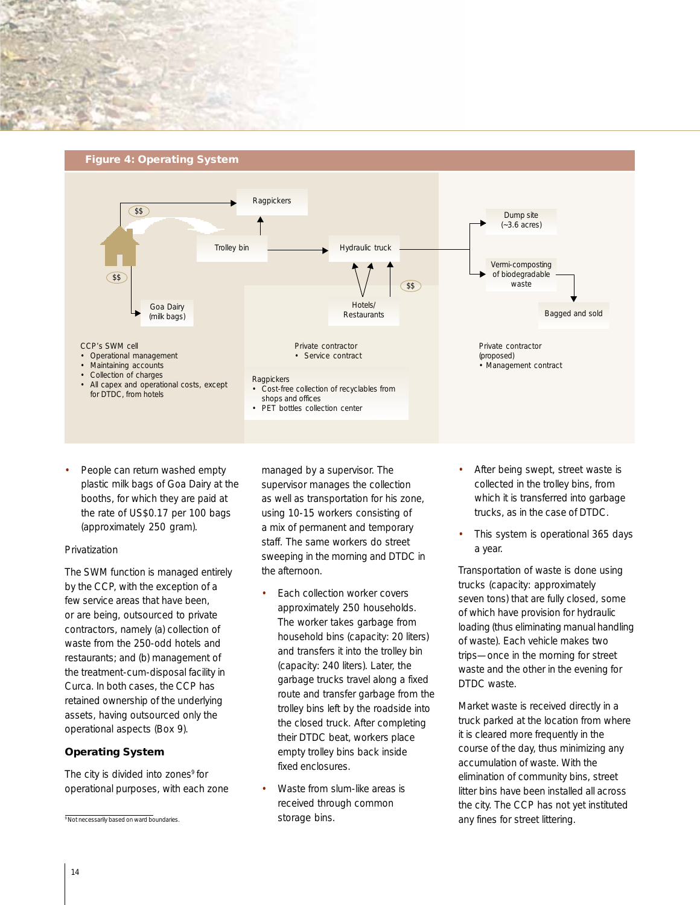**Figure 4: Operating System**

Ragpickers

$$

Trolley bin

Hydraulic truck

Dump site (~3.6 acres)

Vermi-composting of biodegradable waste

Bagged and sold

$$

Goa Dairy (milk bags)

Hotels/ Restaurants

$$

CCP's SWM cell
- Operational management
- Maintaining accounts
- Collection of charges
- All capex and operational costs, except for DTDC, from hotels

Private contractor
- Service contract

Ragpickers
- Cost-free collection of recyclables from shops and offices
- PET bottles collection center

Private contractor (proposed)
- Management contract

- People can return washed empty plastic milk bags of Goa Dairy at the booths, for which they are paid at the rate of US$0.17 per 100 bags (approximately 250 gram).

Privatization

The SWM function is managed entirely by the CCP, with the exception of a few service areas that have been, or are being, outsourced to private contractors, namely (a) collection of waste from the 250-odd hotels and restaurants; and (b) management of the treatment-cum-disposal facility in Curca. In both cases, the CCP has retained ownership of the underlying assets, having outsourced only the operational aspects (Box 9).

**Operating System**

The city is divided into zones[9] for operational purposes, with each zone managed by a supervisor. The supervisor manages the collection as well as transportation for his zone, using 10-15 workers consisting of a mix of permanent and temporary staff. The same workers do street sweeping in the morning and DTDC in the afternoon.

- Each collection worker covers approximately 250 households. The worker takes garbage from household bins (capacity: 20 liters) and transfers it into the trolley bin (capacity: 240 liters). Later, the garbage trucks travel along a fixed route and transfer garbage from the trolley bins left by the roadside into the closed truck. After completing their DTDC beat, workers place empty trolley bins back inside fixed enclosures.
- Waste from slum-like areas is received through common storage bins.
- After being swept, street waste is collected in the trolley bins, from which it is transferred into garbage trucks, as in the case of DTDC.
- This system is operational 365 days a year.

Transportation of waste is done using trucks (capacity: approximately seven tons) that are fully closed, some of which have provision for hydraulic loading (thus eliminating manual handling of waste). Each vehicle makes two trips—once in the morning for street waste and the other in the evening for DTDC waste.

Market waste is received directly in a truck parked at the location from where it is cleared more frequently in the course of the day, thus minimizing any accumulation of waste. With the elimination of community bins, street litter bins have been installed all across the city. The CCP has not yet instituted any fines for street littering.

[9] Not necessarily based on ward boundaries.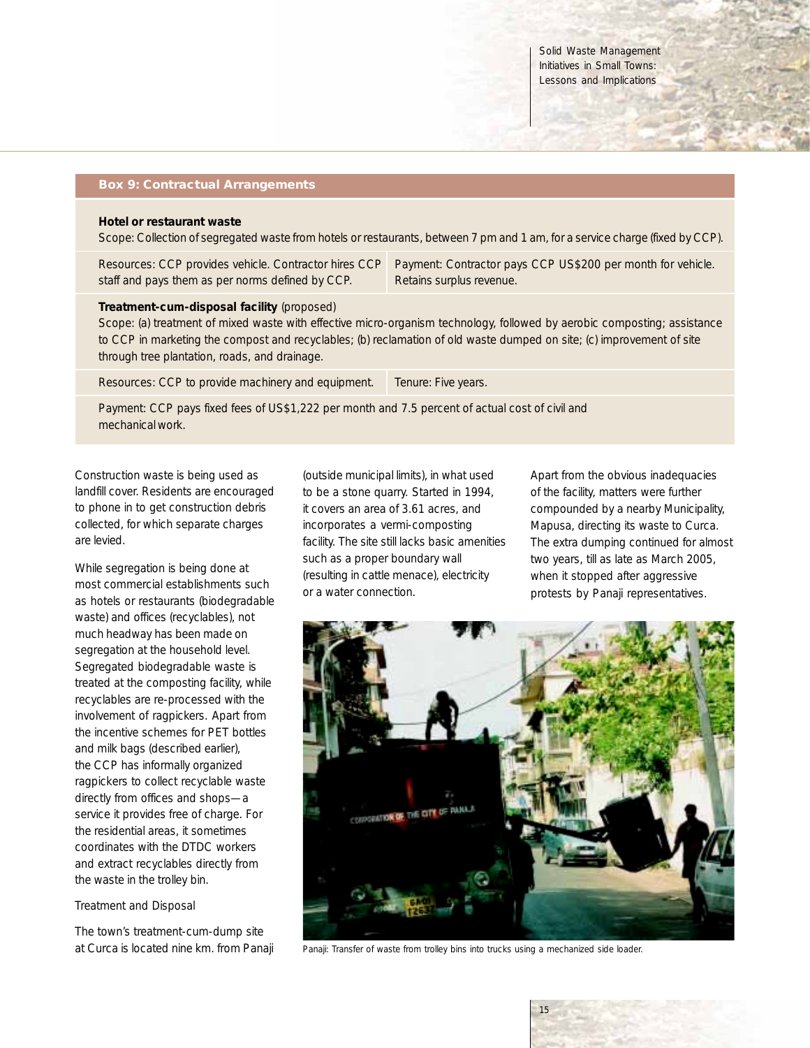### Box 9: Contractual Arrangements

**Hotel or restaurant waste**

Scope: Collection of segregated waste from hotels or restaurants, between 7 pm and 1 am, for a service charge (fixed by CCP).

| Resources: CCP provides vehicle. Contractor hires CCP staff and pays them as per norms defined by CCP. | Payment: Contractor pays CCP US$200 per month for vehicle. Retains surplus revenue. |
|---|---|

**Treatment-cum-disposal facility** (proposed)

Scope: (a) treatment of mixed waste with effective micro-organism technology, followed by aerobic composting; assistance to CCP in marketing the compost and recyclables; (b) reclamation of old waste dumped on site; (c) improvement of site through tree plantation, roads, and drainage.

| Resources: CCP to provide machinery and equipment. | Tenure: Five years. |
|---|---|

Payment: CCP pays fixed fees of US$1,222 per month and 7.5 percent of actual cost of civil and mechanical work.

Construction waste is being used as landfill cover. Residents are encouraged to phone in to get construction debris collected, for which separate charges are levied.

While segregation is being done at most commercial establishments such as hotels or restaurants (biodegradable waste) and offices (recyclables), not much headway has been made on segregation at the household level. Segregated biodegradable waste is treated at the composting facility, while recyclables are re-processed with the involvement of ragpickers. Apart from the incentive schemes for PET bottles and milk bags (described earlier), the CCP has informally organized ragpickers to collect recyclable waste directly from offices and shops—a service it provides free of charge. For the residential areas, it sometimes coordinates with the DTDC workers and extract recyclables directly from the waste in the trolley bin.

Treatment and Disposal

The town's treatment-cum-dump site at Curca is located nine km. from Panaji (outside municipal limits), in what used to be a stone quarry. Started in 1994, it covers an area of 3.61 acres, and incorporates a vermi-composting facility. The site still lacks basic amenities such as a proper boundary wall (resulting in cattle menace), electricity or a water connection.

Apart from the obvious inadequacies of the facility, matters were further compounded by a nearby Municipality, Mapusa, directing its waste to Curca. The extra dumping continued for almost two years, till as late as March 2005, when it stopped after aggressive protests by Panaji representatives.

Panaji: Transfer of waste from trolley bins into trucks using a mechanized side loader.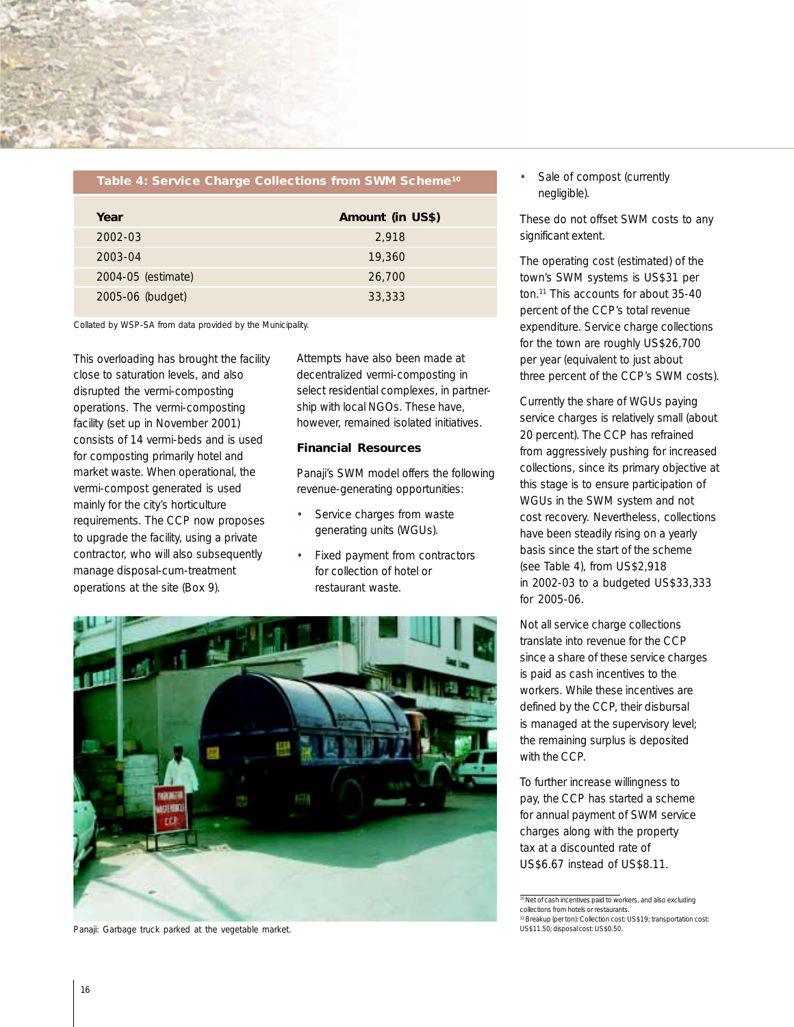**Table 4: Service Charge Collections from SWM Scheme[10]**

| Year | Amount (in US$) |
|---|---|
| 2002-03 | 2,918 |
| 2003-04 | 19,360 |
| 2004-05 (estimate) | 26,700 |
| 2005-06 (budget) | 33,333 |

Collated by WSP-SA from data provided by the Municipality.

This overloading has brought the facility close to saturation levels, and also disrupted the vermi-composting operations. The vermi-composting facility (set up in November 2001) consists of 14 vermi-beds and is used for composting primarily hotel and market waste. When operational, the vermi-compost generated is used mainly for the city's horticulture requirements. The CCP now proposes to upgrade the facility, using a private contractor, who will also subsequently manage disposal-cum-treatment operations at the site (Box 9).

Attempts have also been made at decentralized vermi-composting in select residential complexes, in partnership with local NGOs. These have, however, remained isolated initiatives.

### Financial Resources

Panaji's SWM model offers the following revenue-generating opportunities:

- Service charges from waste generating units (WGUs).
- Fixed payment from contractors for collection of hotel or restaurant waste.
- Sale of compost (currently negligible).

These do not offset SWM costs to any significant extent.

The operating cost (estimated) of the town's SWM systems is US$31 per ton.[11] This accounts for about 35-40 percent of the CCP's total revenue expenditure. Service charge collections for the town are roughly US$26,700 per year (equivalent to just about three percent of the CCP's SWM costs).

Currently the share of WGUs paying service charges is relatively small (about 20 percent). The CCP has refrained from aggressively pushing for increased collections, since its primary objective at this stage is to ensure participation of WGUs in the SWM system and not cost recovery. Nevertheless, collections have been steadily rising on a yearly basis since the start of the scheme (see Table 4), from US$2,918 in 2002-03 to a budgeted US$33,333 for 2005-06.

Not all service charge collections translate into revenue for the CCP since a share of these service charges is paid as cash incentives to the workers. While these incentives are defined by the CCP, their disbursal is managed at the supervisory level; the remaining surplus is deposited with the CCP.

To further increase willingness to pay, the CCP has started a scheme for annual payment of SWM service charges along with the property tax at a discounted rate of US$6.67 instead of US$8.11.

Panaji: Garbage truck parked at the vegetable market.

---

[10] Net of cash incentives paid to workers, and also excluding collections from hotels or restaurants.

[11] Breakup (per ton): Collection cost: US$19; transportation cost: US$11.50; disposal cost: US$0.50.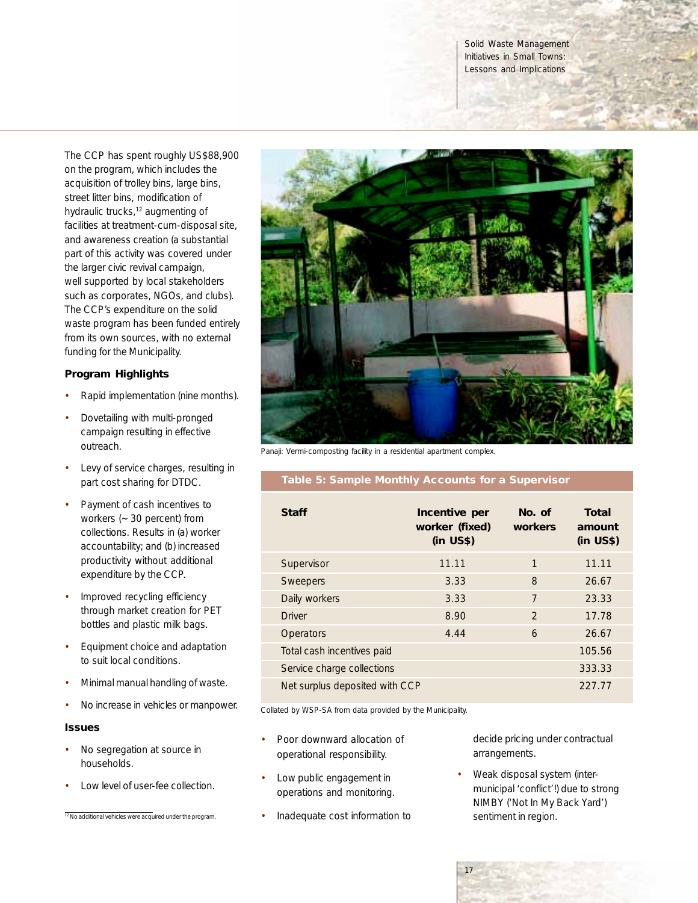The CCP has spent roughly US$88,900 on the program, which includes the acquisition of trolley bins, large bins, street litter bins, modification of hydraulic trucks,[12] augmenting of facilities at treatment-cum-disposal site, and awareness creation (a substantial part of this activity was covered under the larger civic revival campaign, well supported by local stakeholders such as corporates, NGOs, and clubs). The CCP's expenditure on the solid waste program has been funded entirely from its own sources, with no external funding for the Municipality.

### Program Highlights

- Rapid implementation (nine months).
- Dovetailing with multi-pronged campaign resulting in effective outreach.
- Levy of service charges, resulting in part cost sharing for DTDC.
- Payment of cash incentives to workers (~ 30 percent) from collections. Results in (a) worker accountability; and (b) increased productivity without additional expenditure by the CCP.
- Improved recycling efficiency through market creation for PET bottles and plastic milk bags.
- Equipment choice and adaptation to suit local conditions.
- Minimal manual handling of waste.
- No increase in vehicles or manpower.

### Issues

- No segregation at source in households.
- Low level of user-fee collection.
- Poor downward allocation of operational responsibility.
- Low public engagement in operations and monitoring.
- Inadequate cost information to decide pricing under contractual arrangements.
- Weak disposal system (inter-municipal 'conflict'!) due to strong NIMBY ('Not In My Back Yard') sentiment in region.

[12] No additional vehicles were acquired under the program.

Panaji: Vermi-composting facility in a residential apartment complex.

**Table 5: Sample Monthly Accounts for a Supervisor**

| Staff | Incentive per worker (fixed) (in US$) | No. of workers | Total amount (in US$) |
|---|---|---|---|
| Supervisor | 11.11 | 1 | 11.11 |
| Sweepers | 3.33 | 8 | 26.67 |
| Daily workers | 3.33 | 7 | 23.33 |
| Driver | 8.90 | 2 | 17.78 |
| Operators | 4.44 | 6 | 26.67 |
| Total cash incentives paid | | | 105.56 |
| Service charge collections | | | 333.33 |
| Net surplus deposited with CCP | | | 227.77 |

Collated by WSP-SA from data provided by the Municipality.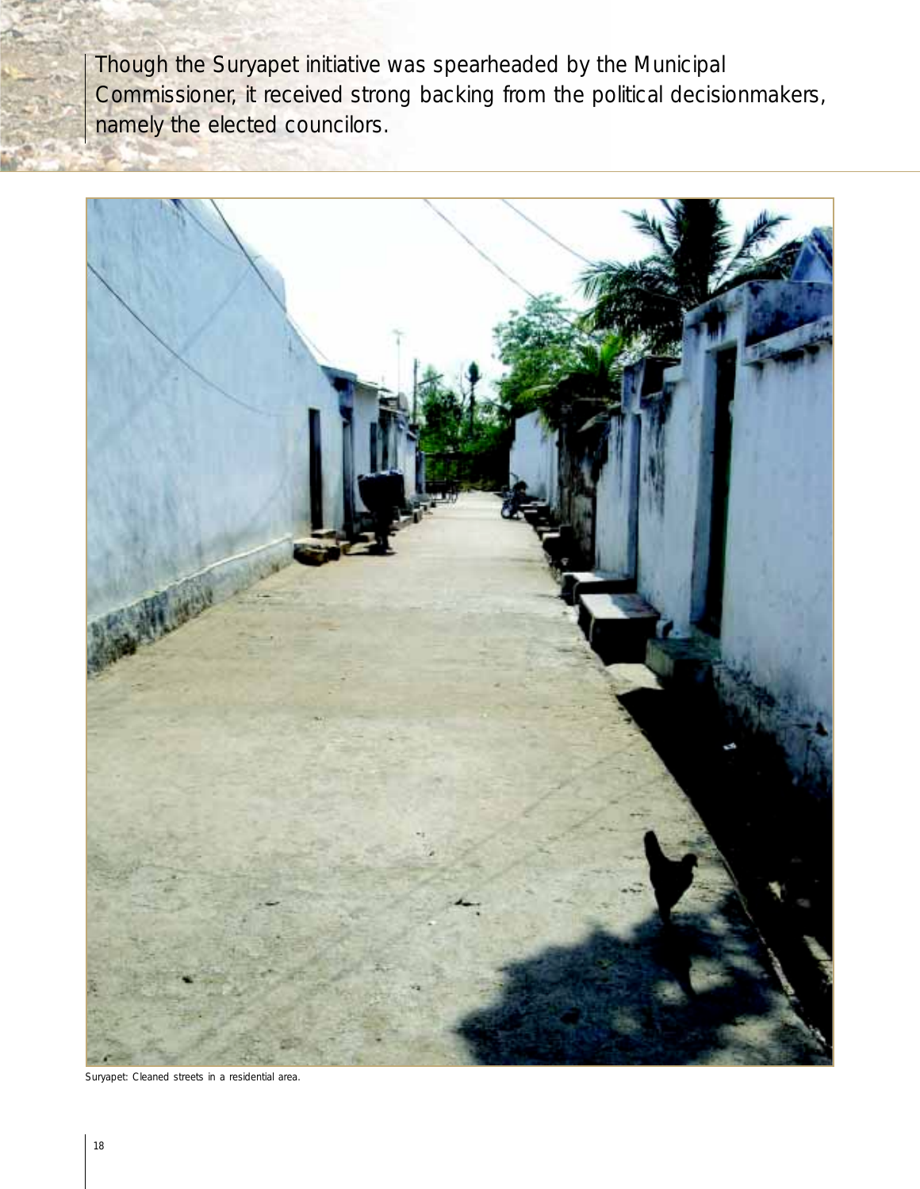Though the Suryapet initiative was spearheaded by the Municipal Commissioner, it received strong backing from the political decisionmakers, namely the elected councilors.

Suryapet: Cleaned streets in a residential area.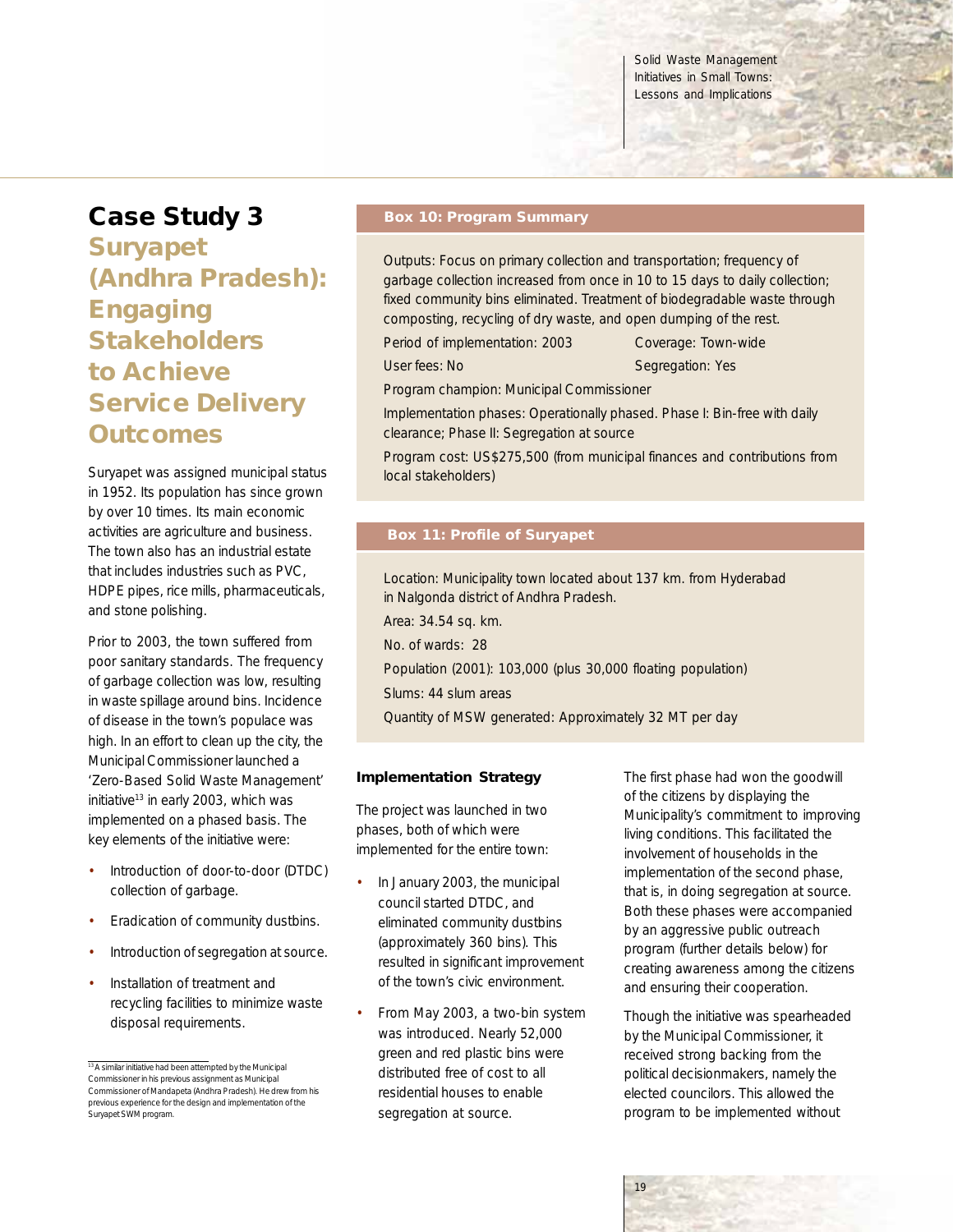# Case Study 3

## Suryapet (Andhra Pradesh): Engaging Stakeholders to Achieve Service Delivery Outcomes

Suryapet was assigned municipal status in 1952. Its population has since grown by over 10 times. Its main economic activities are agriculture and business. The town also has an industrial estate that includes industries such as PVC, HDPE pipes, rice mills, pharmaceuticals, and stone polishing.

Prior to 2003, the town suffered from poor sanitary standards. The frequency of garbage collection was low, resulting in waste spillage around bins. Incidence of disease in the town's populace was high. In an effort to clean up the city, the Municipal Commissioner launched a 'Zero-Based Solid Waste Management' initiative[13] in early 2003, which was implemented on a phased basis. The key elements of the initiative were:

- Introduction of door-to-door (DTDC) collection of garbage.
- Eradication of community dustbins.
- Introduction of segregation at source.
- Installation of treatment and recycling facilities to minimize waste disposal requirements.

[13] A similar initiative had been attempted by the Municipal Commissioner in his previous assignment as Municipal Commissioner of Mandapeta (Andhra Pradesh). He drew from his previous experience for the design and implementation of the Suryapet SWM program.

**Box 10: Program Summary**

Outputs: Focus on primary collection and transportation; frequency of garbage collection increased from once in 10 to 15 days to daily collection; fixed community bins eliminated. Treatment of biodegradable waste through composting, recycling of dry waste, and open dumping of the rest.

Period of implementation: 2003

Coverage: Town-wide

User fees: No

Segregation: Yes

Program champion: Municipal Commissioner

Implementation phases: Operationally phased. Phase I: Bin-free with daily clearance; Phase II: Segregation at source

Program cost: US$275,500 (from municipal finances and contributions from local stakeholders)

**Box 11: Profile of Suryapet**

Location: Municipality town located about 137 km. from Hyderabad in Nalgonda district of Andhra Pradesh.

Area: 34.54 sq. km.

No. of wards: 28

Population (2001): 103,000 (plus 30,000 floating population)

Slums: 44 slum areas

Quantity of MSW generated: Approximately 32 MT per day

### Implementation Strategy

The project was launched in two phases, both of which were implemented for the entire town:

- In January 2003, the municipal council started DTDC, and eliminated community dustbins (approximately 360 bins). This resulted in significant improvement of the town's civic environment.
- From May 2003, a two-bin system was introduced. Nearly 52,000 green and red plastic bins were distributed free of cost to all residential houses to enable segregation at source.

The first phase had won the goodwill of the citizens by displaying the Municipality's commitment to improving living conditions. This facilitated the involvement of households in the implementation of the second phase, that is, in doing segregation at source. Both these phases were accompanied by an aggressive public outreach program (further details below) for creating awareness among the citizens and ensuring their cooperation.

Though the initiative was spearheaded by the Municipal Commissioner, it received strong backing from the political decisionmakers, namely the elected councilors. This allowed the program to be implemented without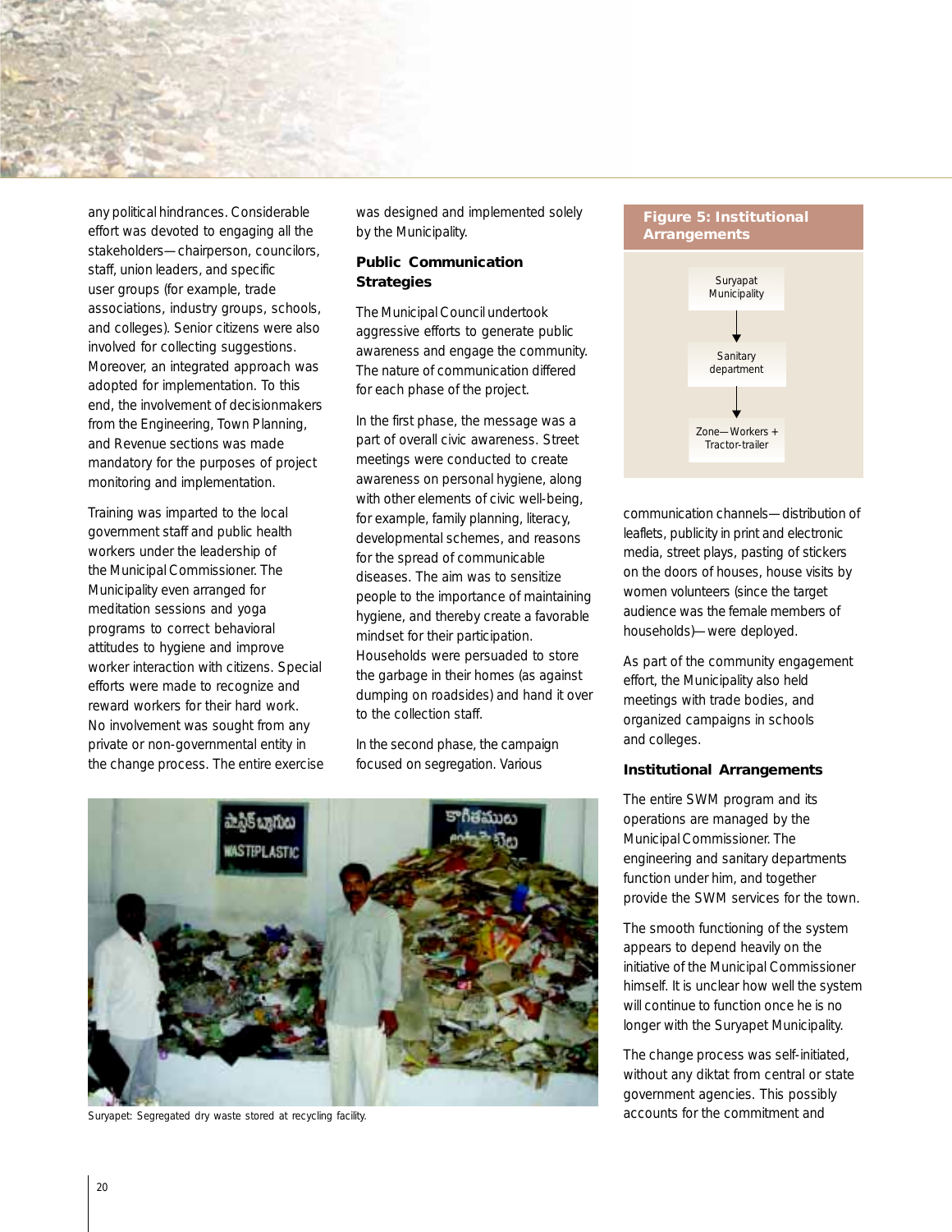any political hindrances. Considerable effort was devoted to engaging all the stakeholders—chairperson, councilors, staff, union leaders, and specific user groups (for example, trade associations, industry groups, schools, and colleges). Senior citizens were also involved for collecting suggestions. Moreover, an integrated approach was adopted for implementation. To this end, the involvement of decisionmakers from the Engineering, Town Planning, and Revenue sections was made mandatory for the purposes of project monitoring and implementation.

Training was imparted to the local government staff and public health workers under the leadership of the Municipal Commissioner. The Municipality even arranged for meditation sessions and yoga programs to correct behavioral attitudes to hygiene and improve worker interaction with citizens. Special efforts were made to recognize and reward workers for their hard work. No involvement was sought from any private or non-governmental entity in the change process. The entire exercise was designed and implemented solely by the Municipality.

### Public Communication Strategies

The Municipal Council undertook aggressive efforts to generate public awareness and engage the community. The nature of communication differed for each phase of the project.

In the first phase, the message was a part of overall civic awareness. Street meetings were conducted to create awareness on personal hygiene, along with other elements of civic well-being, for example, family planning, literacy, developmental schemes, and reasons for the spread of communicable diseases. The aim was to sensitize people to the importance of maintaining hygiene, and thereby create a favorable mindset for their participation. Households were persuaded to store the garbage in their homes (as against dumping on roadsides) and hand it over to the collection staff.

In the second phase, the campaign focused on segregation. Various communication channels—distribution of leaflets, publicity in print and electronic media, street plays, pasting of stickers on the doors of houses, house visits by women volunteers (since the target audience was the female members of households)—were deployed.

As part of the community engagement effort, the Municipality also held meetings with trade bodies, and organized campaigns in schools and colleges.

**Figure 5: Institutional Arrangements**

Suryapat Municipality
↓
Sanitary department
↓
Zone—Workers + Tractor-trailer

Suryapet: Segregated dry waste stored at recycling facility.

### Institutional Arrangements

The entire SWM program and its operations are managed by the Municipal Commissioner. The engineering and sanitary departments function under him, and together provide the SWM services for the town.

The smooth functioning of the system appears to depend heavily on the initiative of the Municipal Commissioner himself. It is unclear how well the system will continue to function once he is no longer with the Suryapet Municipality.

The change process was self-initiated, without any diktat from central or state government agencies. This possibly accounts for the commitment and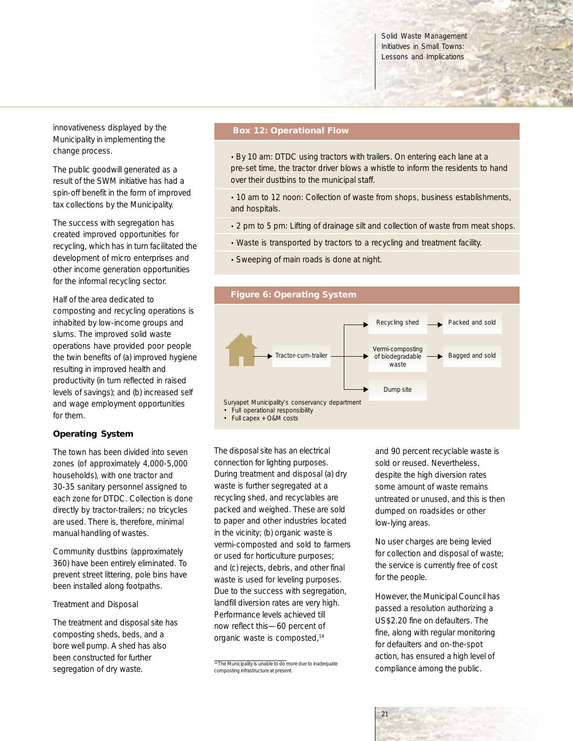innovativeness displayed by the Municipality in implementing the change process.

The public goodwill generated as a result of the SWM initiative has had a spin-off benefit in the form of improved tax collections by the Municipality.

The success with segregation has created improved opportunities for recycling, which has in turn facilitated the development of micro enterprises and other income generation opportunities for the informal recycling sector.

Half of the area dedicated to composting and recycling operations is inhabited by low-income groups and slums. The improved solid waste operations have provided poor people the twin benefits of (a) improved hygiene resulting in improved health and productivity (in turn reflected in raised levels of savings); and (b) increased self and wage employment opportunities for them.

**Box 12: Operational Flow**

- By 10 am: DTDC using tractors with trailers. On entering each lane at a pre-set time, the tractor driver blows a whistle to inform the residents to hand over their dustbins to the municipal staff.
- 10 am to 12 noon: Collection of waste from shops, business establishments, and hospitals.
- 2 pm to 5 pm: Lifting of drainage silt and collection of waste from meat shops.
- Waste is transported by tractors to a recycling and treatment facility.
- Sweeping of main roads is done at night.

**Figure 6: Operating System**

Tractor-cum-trailer → Recycling shed → Packed and sold

Tractor-cum-trailer → Vermi-composting of biodegradable waste → Bagged and sold

Tractor-cum-trailer → Dump site

Suryapet Municipality's conservancy department
- Full operational responsibility
- Full capex + O&M costs

### Operating System

The town has been divided into seven zones (of approximately 4,000-5,000 households), with one tractor and 30-35 sanitary personnel assigned to each zone for DTDC. Collection is done directly by tractor-trailers; no tricycles are used. There is, therefore, minimal manual handling of wastes.

Community dustbins (approximately 360) have been entirely eliminated. To prevent street littering, pole bins have been installed along footpaths.

Treatment and Disposal

The treatment and disposal site has composting sheds, beds, and a bore well pump. A shed has also been constructed for further segregation of dry waste.

The disposal site has an electrical connection for lighting purposes. During treatment and disposal (a) dry waste is further segregated at a recycling shed, and recyclables are packed and weighed. These are sold to paper and other industries located in the vicinity; (b) organic waste is vermi-composted and sold to farmers or used for horticulture purposes; and (c) rejects, debris, and other final waste is used for leveling purposes. Due to the success with segregation, landfill diversion rates are very high. Performance levels achieved till now reflect this—60 percent of organic waste is composted,[14] and 90 percent recyclable waste is sold or reused. Nevertheless, despite the high diversion rates some amount of waste remains untreated or unused, and this is then dumped on roadsides or other low-lying areas.

No user charges are being levied for collection and disposal of waste; the service is currently free of cost for the people.

However, the Municipal Council has passed a resolution authorizing a US$2.20 fine on defaulters. The fine, along with regular monitoring for defaulters and on-the-spot action, has ensured a high level of compliance among the public.

[14] The Municipality is unable to do more due to inadequate composting infrastructure at present.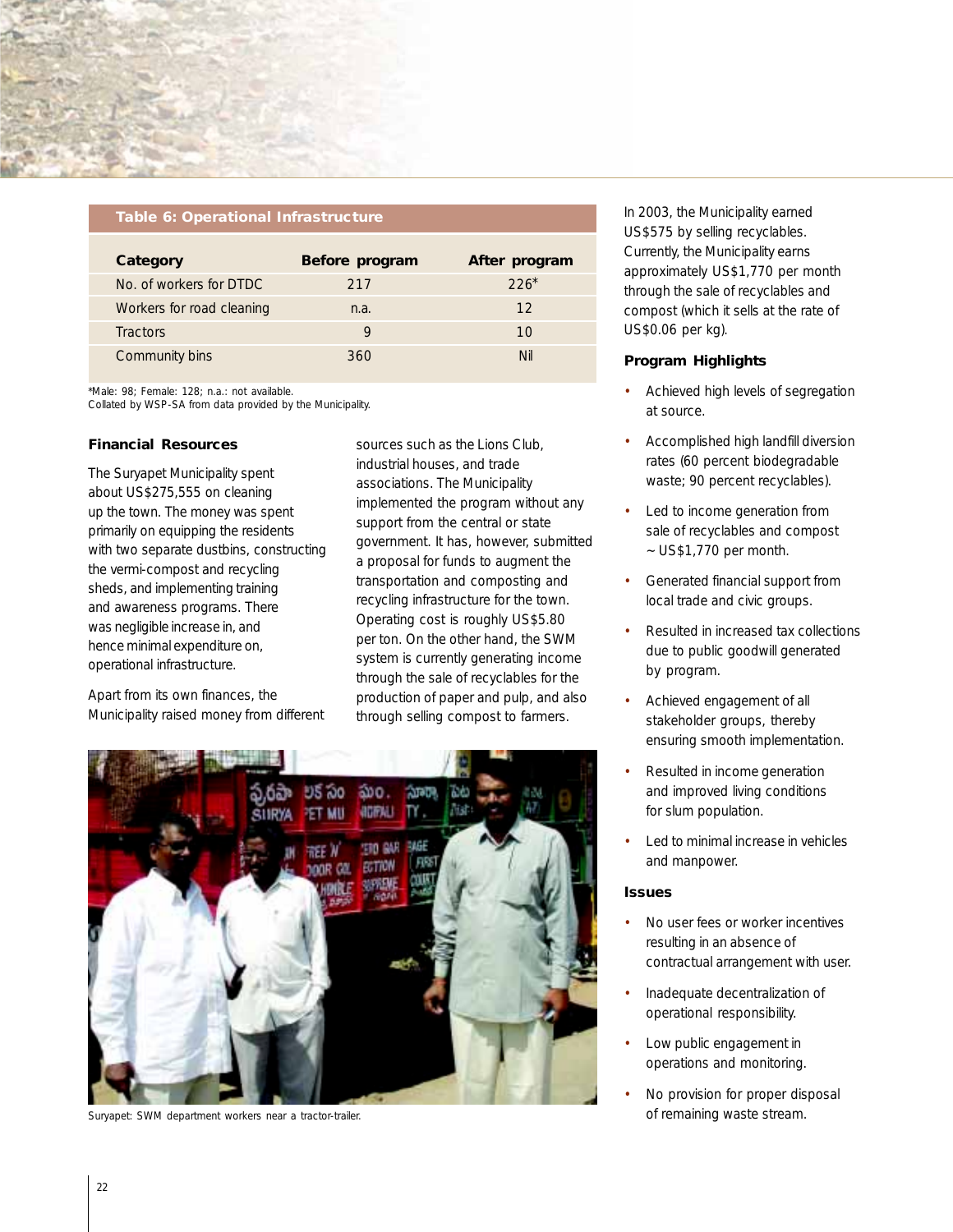**Table 6: Operational Infrastructure**

| Category | Before program | After program |
|---|---|---|
| No. of workers for DTDC | 217 | 226* |
| Workers for road cleaning | n.a. | 12 |
| Tractors | 9 | 10 |
| Community bins | 360 | Nil |

*Male: 98; Female: 128; n.a.: not available.
Collated by WSP-SA from data provided by the Municipality.

### Financial Resources

The Suryapet Municipality spent about US$275,555 on cleaning up the town. The money was spent primarily on equipping the residents with two separate dustbins, constructing the vermi-compost and recycling sheds, and implementing training and awareness programs. There was negligible increase in, and hence minimal expenditure on, operational infrastructure.

Apart from its own finances, the Municipality raised money from different sources such as the Lions Club, industrial houses, and trade associations. The Municipality implemented the program without any support from the central or state government. It has, however, submitted a proposal for funds to augment the transportation and composting and recycling infrastructure for the town. Operating cost is roughly US$5.80 per ton. On the other hand, the SWM system is currently generating income through the sale of recyclables for the production of paper and pulp, and also through selling compost to farmers.

Suryapet: SWM department workers near a tractor-trailer.

In 2003, the Municipality earned US$575 by selling recyclables. Currently, the Municipality earns approximately US$1,770 per month through the sale of recyclables and compost (which it sells at the rate of US$0.06 per kg).

### Program Highlights

- Achieved high levels of segregation at source.
- Accomplished high landfill diversion rates (60 percent biodegradable waste; 90 percent recyclables).
- Led to income generation from sale of recyclables and compost ~ US$1,770 per month.
- Generated financial support from local trade and civic groups.
- Resulted in increased tax collections due to public goodwill generated by program.
- Achieved engagement of all stakeholder groups, thereby ensuring smooth implementation.
- Resulted in income generation and improved living conditions for slum population.
- Led to minimal increase in vehicles and manpower.

### Issues

- No user fees or worker incentives resulting in an absence of contractual arrangement with user.
- Inadequate decentralization of operational responsibility.
- Low public engagement in operations and monitoring.
- No provision for proper disposal of remaining waste stream.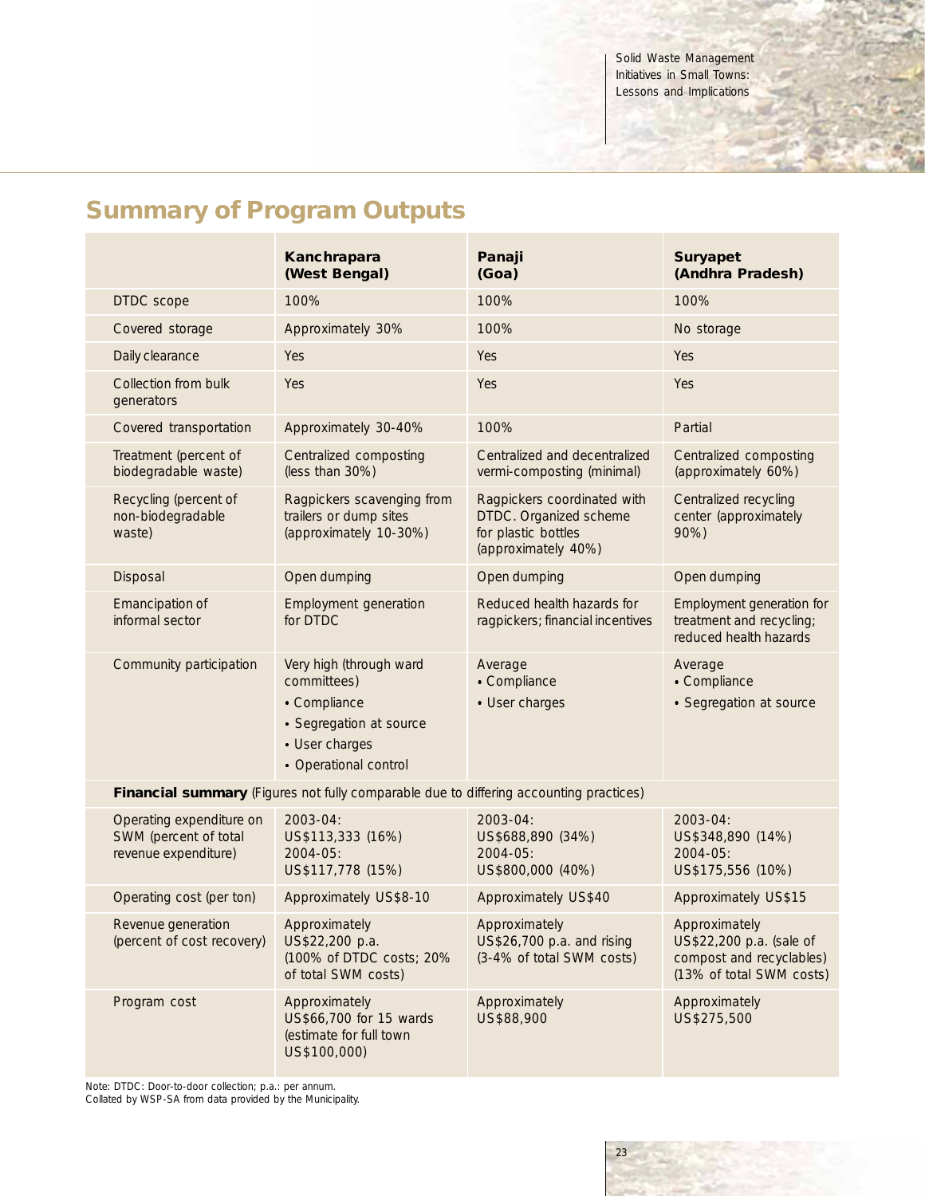## Summary of Program Outputs

| | Kanchrapara (West Bengal) | Panaji (Goa) | Suryapet (Andhra Pradesh) |
|---|---|---|---|
| DTDC scope | 100% | 100% | 100% |
| Covered storage | Approximately 30% | 100% | No storage |
| Daily clearance | Yes | Yes | Yes |
| Collection from bulk generators | Yes | Yes | Yes |
| Covered transportation | Approximately 30-40% | 100% | Partial |
| Treatment (percent of biodegradable waste) | Centralized composting (less than 30%) | Centralized and decentralized vermi-composting (minimal) | Centralized composting (approximately 60%) |
| Recycling (percent of non-biodegradable waste) | Ragpickers scavenging from trailers or dump sites (approximately 10-30%) | Ragpickers coordinated with DTDC. Organized scheme for plastic bottles (approximately 40%) | Centralized recycling center (approximately 90%) |
| Disposal | Open dumping | Open dumping | Open dumping |
| Emancipation of informal sector | Employment generation for DTDC | Reduced health hazards for ragpickers; financial incentives | Employment generation for treatment and recycling; reduced health hazards |
| Community participation | Very high (through ward committees) • Compliance • Segregation at source • User charges • Operational control | Average • Compliance • User charges | Average • Compliance • Segregation at source |
| **Financial summary** (Figures not fully comparable due to differing accounting practices) | | | |
| Operating expenditure on SWM (percent of total revenue expenditure) | 2003-04: US$113,333 (16%) 2004-05: US$117,778 (15%) | 2003-04: US$688,890 (34%) 2004-05: US$800,000 (40%) | 2003-04: US$348,890 (14%) 2004-05: US$175,556 (10%) |
| Operating cost (per ton) | Approximately US$8-10 | Approximately US$40 | Approximately US$15 |
| Revenue generation (percent of cost recovery) | Approximately US$22,200 p.a. (100% of DTDC costs; 20% of total SWM costs) | Approximately US$26,700 p.a. and rising (3-4% of total SWM costs) | Approximately US$22,200 p.a. (sale of compost and recyclables) (13% of total SWM costs) |
| Program cost | Approximately US$66,700 for 15 wards (estimate for full town US$100,000) | Approximately US$88,900 | Approximately US$275,500 |

Note: DTDC: Door-to-door collection; p.a.: per annum.
Collated by WSP-SA from data provided by the Municipality.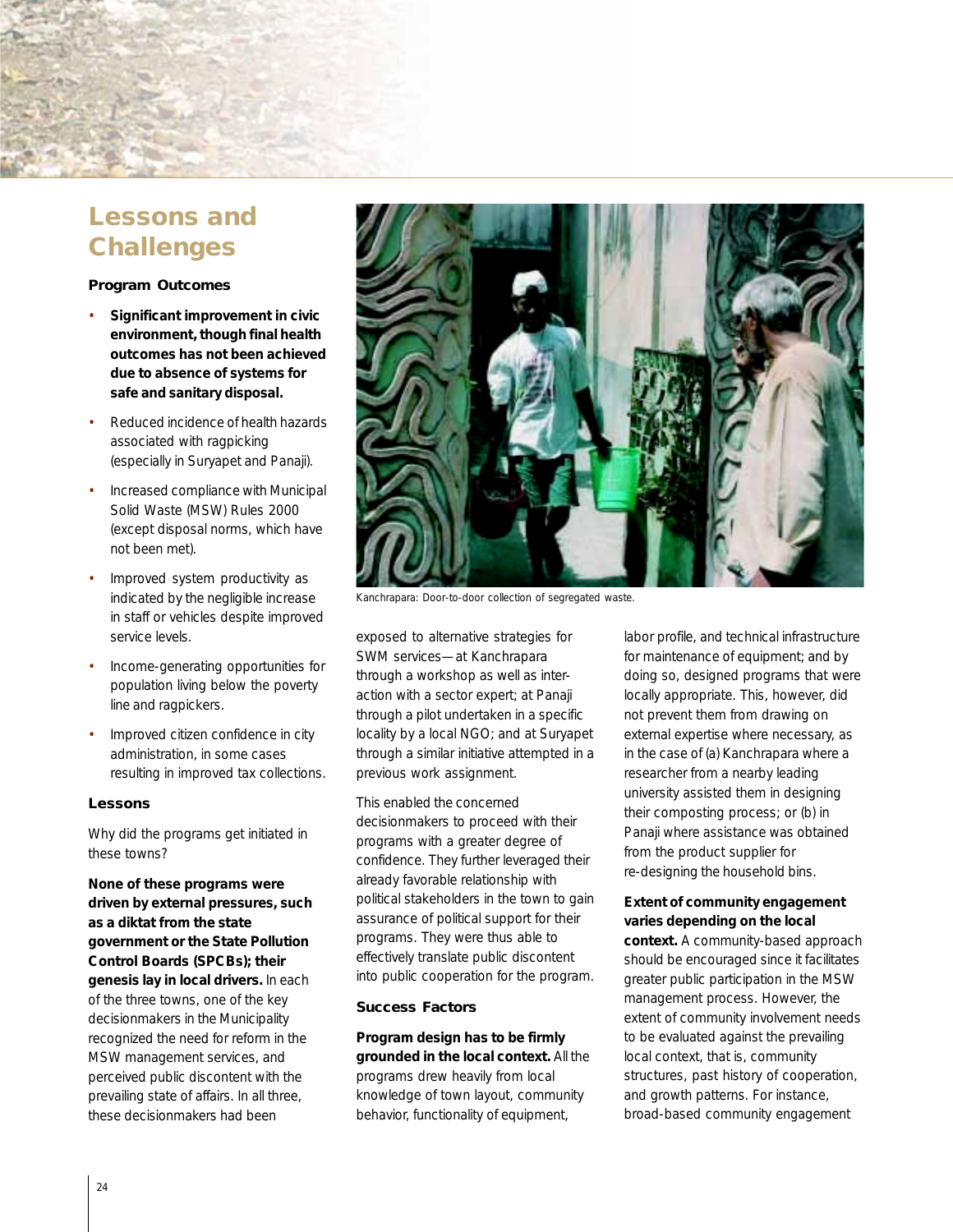# Lessons and Challenges

### Program Outcomes

- **Significant improvement in civic environment, though final health outcomes has not been achieved due to absence of systems for safe and sanitary disposal.**
- Reduced incidence of health hazards associated with ragpicking (especially in Suryapet and Panaji).
- Increased compliance with Municipal Solid Waste (MSW) Rules 2000 (except disposal norms, which have not been met).
- Improved system productivity as indicated by the negligible increase in staff or vehicles despite improved service levels.
- Income-generating opportunities for population living below the poverty line and ragpickers.
- Improved citizen confidence in city administration, in some cases resulting in improved tax collections.

### Lessons

Why did the programs get initiated in these towns?

**None of these programs were driven by external pressures, such as a diktat from the state government or the State Pollution Control Boards (SPCBs); their genesis lay in local drivers.** In each of the three towns, one of the key decisionmakers in the Municipality recognized the need for reform in the MSW management services, and perceived public discontent with the prevailing state of affairs. In all three, these decisionmakers had been exposed to alternative strategies for SWM services—at Kanchrapara through a workshop as well as interaction with a sector expert; at Panaji through a pilot undertaken in a specific locality by a local NGO; and at Suryapet through a similar initiative attempted in a previous work assignment.

Kanchrapara: Door-to-door collection of segregated waste.

This enabled the concerned decisionmakers to proceed with their programs with a greater degree of confidence. They further leveraged their already favorable relationship with political stakeholders in the town to gain assurance of political support for their programs. They were thus able to effectively translate public discontent into public cooperation for the program.

### Success Factors

**Program design has to be firmly grounded in the local context.** All the programs drew heavily from local knowledge of town layout, community behavior, functionality of equipment, labor profile, and technical infrastructure for maintenance of equipment; and by doing so, designed programs that were locally appropriate. This, however, did not prevent them from drawing on external expertise where necessary, as in the case of (a) Kanchrapara where a researcher from a nearby leading university assisted them in designing their composting process; or (b) in Panaji where assistance was obtained from the product supplier for re-designing the household bins.

**Extent of community engagement varies depending on the local context.** A community-based approach should be encouraged since it facilitates greater public participation in the MSW management process. However, the extent of community involvement needs to be evaluated against the prevailing local context, that is, community structures, past history of cooperation, and growth patterns. For instance, broad-based community engagement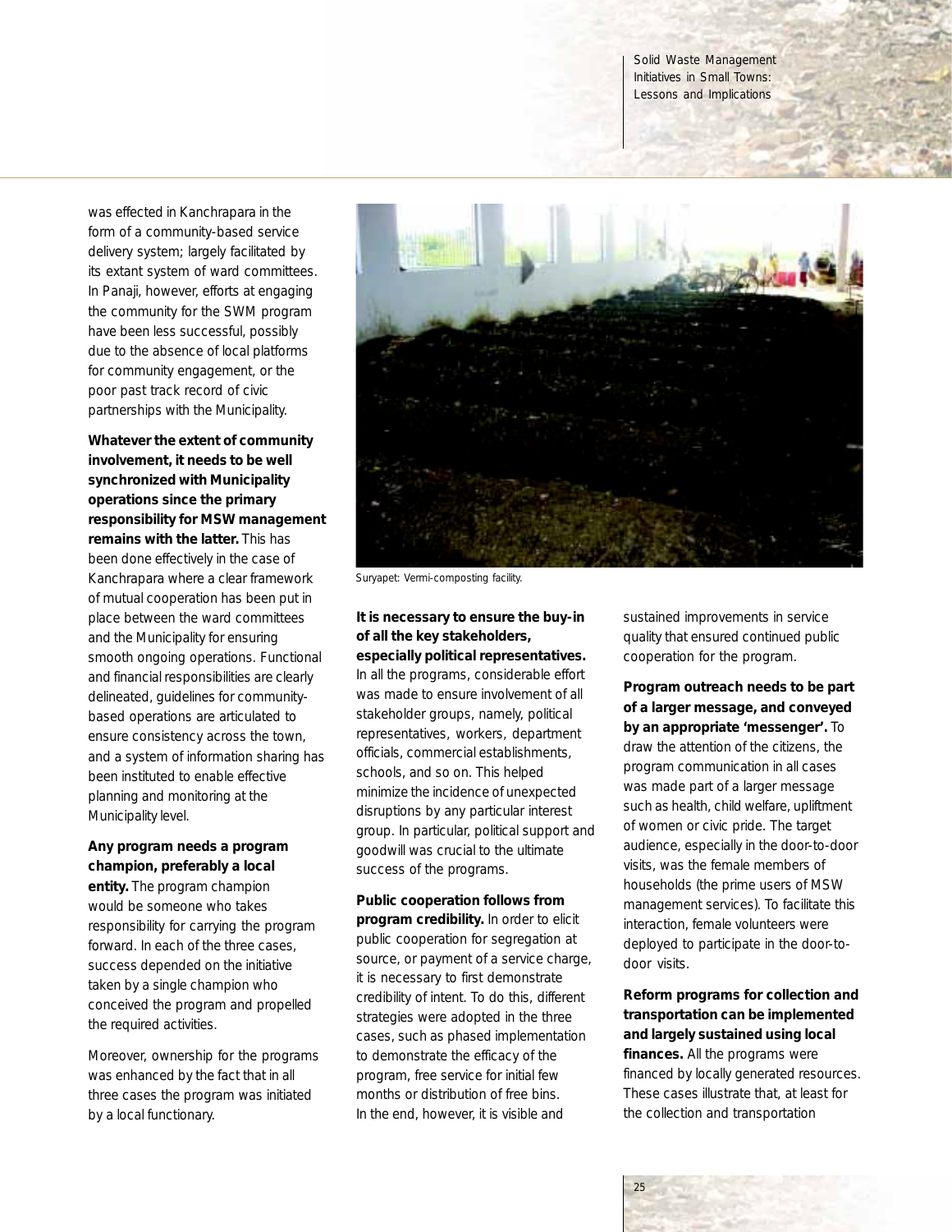was effected in Kanchrapara in the form of a community-based service delivery system; largely facilitated by its extant system of ward committees. In Panaji, however, efforts at engaging the community for the SWM program have been less successful, possibly due to the absence of local platforms for community engagement, or the poor past track record of civic partnerships with the Municipality.

**Whatever the extent of community involvement, it needs to be well synchronized with Municipality operations since the primary responsibility for MSW management remains with the latter.** This has been done effectively in the case of Kanchrapara where a clear framework of mutual cooperation has been put in place between the ward committees and the Municipality for ensuring smooth ongoing operations. Functional and financial responsibilities are clearly delineated, guidelines for community-based operations are articulated to ensure consistency across the town, and a system of information sharing has been instituted to enable effective planning and monitoring at the Municipality level.

**Any program needs a program champion, preferably a local entity.** The program champion would be someone who takes responsibility for carrying the program forward. In each of the three cases, success depended on the initiative taken by a single champion who conceived the program and propelled the required activities.

Moreover, ownership for the programs was enhanced by the fact that in all three cases the program was initiated by a local functionary.

Suryapet: Vermi-composting facility.

**It is necessary to ensure the buy-in of all the key stakeholders, especially political representatives.** In all the programs, considerable effort was made to ensure involvement of all stakeholder groups, namely, political representatives, workers, department officials, commercial establishments, schools, and so on. This helped minimize the incidence of unexpected disruptions by any particular interest group. In particular, political support and goodwill was crucial to the ultimate success of the programs.

**Public cooperation follows from program credibility.** In order to elicit public cooperation for segregation at source, or payment of a service charge, it is necessary to first demonstrate credibility of intent. To do this, different strategies were adopted in the three cases, such as phased implementation to demonstrate the efficacy of the program, free service for initial few months or distribution of free bins. In the end, however, it is visible and sustained improvements in service quality that ensured continued public cooperation for the program.

**Program outreach needs to be part of a larger message, and conveyed by an appropriate 'messenger'.** To draw the attention of the citizens, the program communication in all cases was made part of a larger message such as health, child welfare, upliftment of women or civic pride. The target audience, especially in the door-to-door visits, was the female members of households (the prime users of MSW management services). To facilitate this interaction, female volunteers were deployed to participate in the door-to-door visits.

**Reform programs for collection and transportation can be implemented and largely sustained using local finances.** All the programs were financed by locally generated resources. These cases illustrate that, at least for the collection and transportation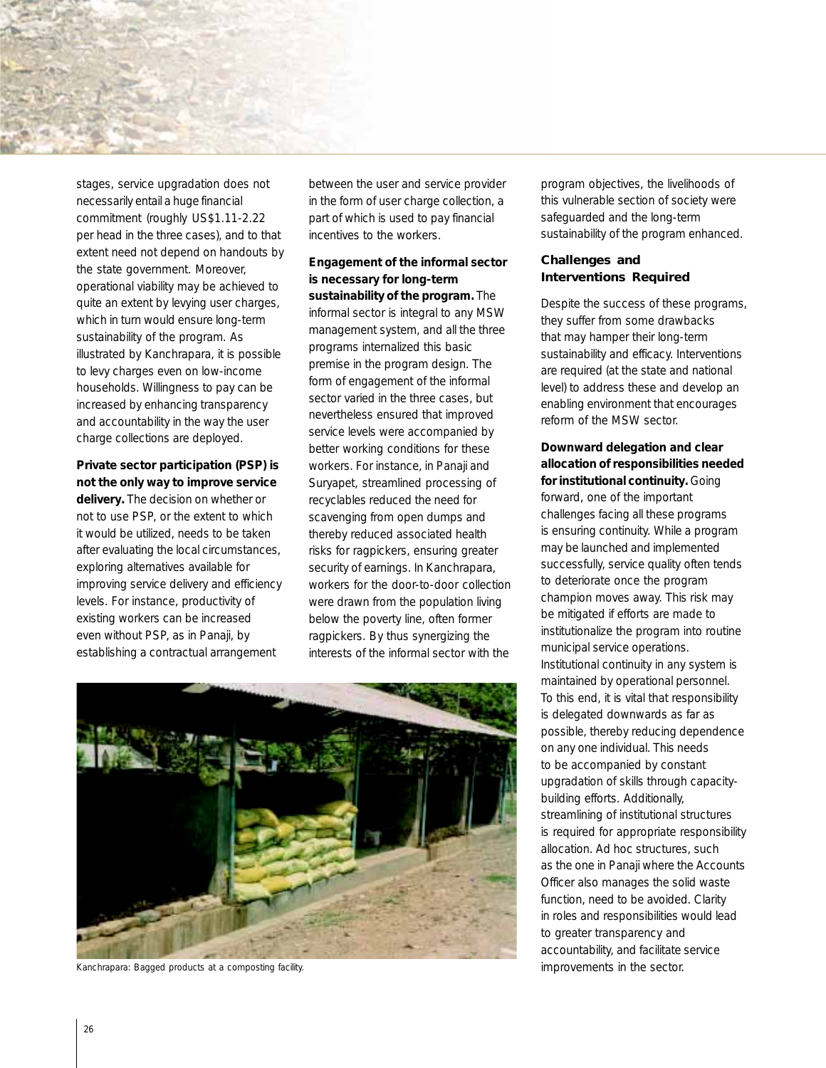stages, service upgradation does not necessarily entail a huge financial commitment (roughly US$1.11-2.22 per head in the three cases), and to that extent need not depend on handouts by the state government. Moreover, operational viability may be achieved to quite an extent by levying user charges, which in turn would ensure long-term sustainability of the program. As illustrated by Kanchrapara, it is possible to levy charges even on low-income households. Willingness to pay can be increased by enhancing transparency and accountability in the way the user charge collections are deployed.

**Private sector participation (PSP) is not the only way to improve service delivery.** The decision on whether or not to use PSP, or the extent to which it would be utilized, needs to be taken after evaluating the local circumstances, exploring alternatives available for improving service delivery and efficiency levels. For instance, productivity of existing workers can be increased even without PSP, as in Panaji, by establishing a contractual arrangement between the user and service provider in the form of user charge collection, a part of which is used to pay financial incentives to the workers.

**Engagement of the informal sector is necessary for long-term sustainability of the program.** The informal sector is integral to any MSW management system, and all the three programs internalized this basic premise in the program design. The form of engagement of the informal sector varied in the three cases, but nevertheless ensured that improved service levels were accompanied by better working conditions for these workers. For instance, in Panaji and Suryapet, streamlined processing of recyclables reduced the need for scavenging from open dumps and thereby reduced associated health risks for ragpickers, ensuring greater security of earnings. In Kanchrapara, workers for the door-to-door collection were drawn from the population living below the poverty line, often former ragpickers. By thus synergizing the interests of the informal sector with the program objectives, the livelihoods of this vulnerable section of society were safeguarded and the long-term sustainability of the program enhanced.

Kanchrapara: Bagged products at a composting facility.

## Challenges and Interventions Required

Despite the success of these programs, they suffer from some drawbacks that may hamper their long-term sustainability and efficacy. Interventions are required (at the state and national level) to address these and develop an enabling environment that encourages reform of the MSW sector.

**Downward delegation and clear allocation of responsibilities needed for institutional continuity.** Going forward, one of the important challenges facing all these programs is ensuring continuity. While a program may be launched and implemented successfully, service quality often tends to deteriorate once the program champion moves away. This risk may be mitigated if efforts are made to institutionalize the program into routine municipal service operations. Institutional continuity in any system is maintained by operational personnel. To this end, it is vital that responsibility is delegated downwards as far as possible, thereby reducing dependence on any one individual. This needs to be accompanied by constant upgradation of skills through capacity-building efforts. Additionally, streamlining of institutional structures is required for appropriate responsibility allocation. Ad hoc structures, such as the one in Panaji where the Accounts Officer also manages the solid waste function, need to be avoided. Clarity in roles and responsibilities would lead to greater transparency and accountability, and facilitate service improvements in the sector.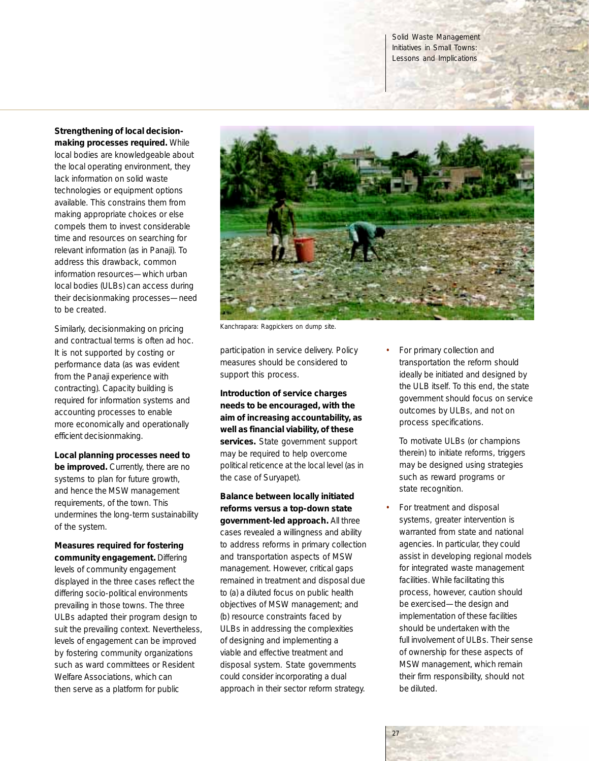**Strengthening of local decision-making processes required.** While local bodies are knowledgeable about the local operating environment, they lack information on solid waste technologies or equipment options available. This constrains them from making appropriate choices or else compels them to invest considerable time and resources on searching for relevant information (as in Panaji). To address this drawback, common information resources—which urban local bodies (ULBs) can access during their decisionmaking processes—need to be created.

Similarly, decisionmaking on pricing and contractual terms is often ad hoc. It is not supported by costing or performance data (as was evident from the Panaji experience with contracting). Capacity building is required for information systems and accounting processes to enable more economically and operationally efficient decisionmaking.

**Local planning processes need to be improved.** Currently, there are no systems to plan for future growth, and hence the MSW management requirements, of the town. This undermines the long-term sustainability of the system.

**Measures required for fostering community engagement.** Differing levels of community engagement displayed in the three cases reflect the differing socio-political environments prevailing in those towns. The three ULBs adapted their program design to suit the prevailing context. Nevertheless, levels of engagement can be improved by fostering community organizations such as ward committees or Resident Welfare Associations, which can then serve as a platform for public participation in service delivery. Policy measures should be considered to support this process.

Kanchrapara: Ragpickers on dump site.

**Introduction of service charges needs to be encouraged, with the aim of increasing accountability, as well as financial viability, of these services.** State government support may be required to help overcome political reticence at the local level (as in the case of Suryapet).

**Balance between locally initiated reforms versus a top-down state government-led approach.** All three cases revealed a willingness and ability to address reforms in primary collection and transportation aspects of MSW management. However, critical gaps remained in treatment and disposal due to (a) a diluted focus on public health objectives of MSW management; and (b) resource constraints faced by ULBs in addressing the complexities of designing and implementing a viable and effective treatment and disposal system. State governments could consider incorporating a dual approach in their sector reform strategy.

- For primary collection and transportation the reform should ideally be initiated and designed by the ULB itself. To this end, the state government should focus on service outcomes by ULBs, and not on process specifications.

  To motivate ULBs (or champions therein) to initiate reforms, triggers may be designed using strategies such as reward programs or state recognition.

- For treatment and disposal systems, greater intervention is warranted from state and national agencies. In particular, they could assist in developing regional models for integrated waste management facilities. While facilitating this process, however, caution should be exercised—the design and implementation of these facilities should be undertaken with the full involvement of ULBs. Their sense of ownership for these aspects of MSW management, which remain their firm responsibility, should not be diluted.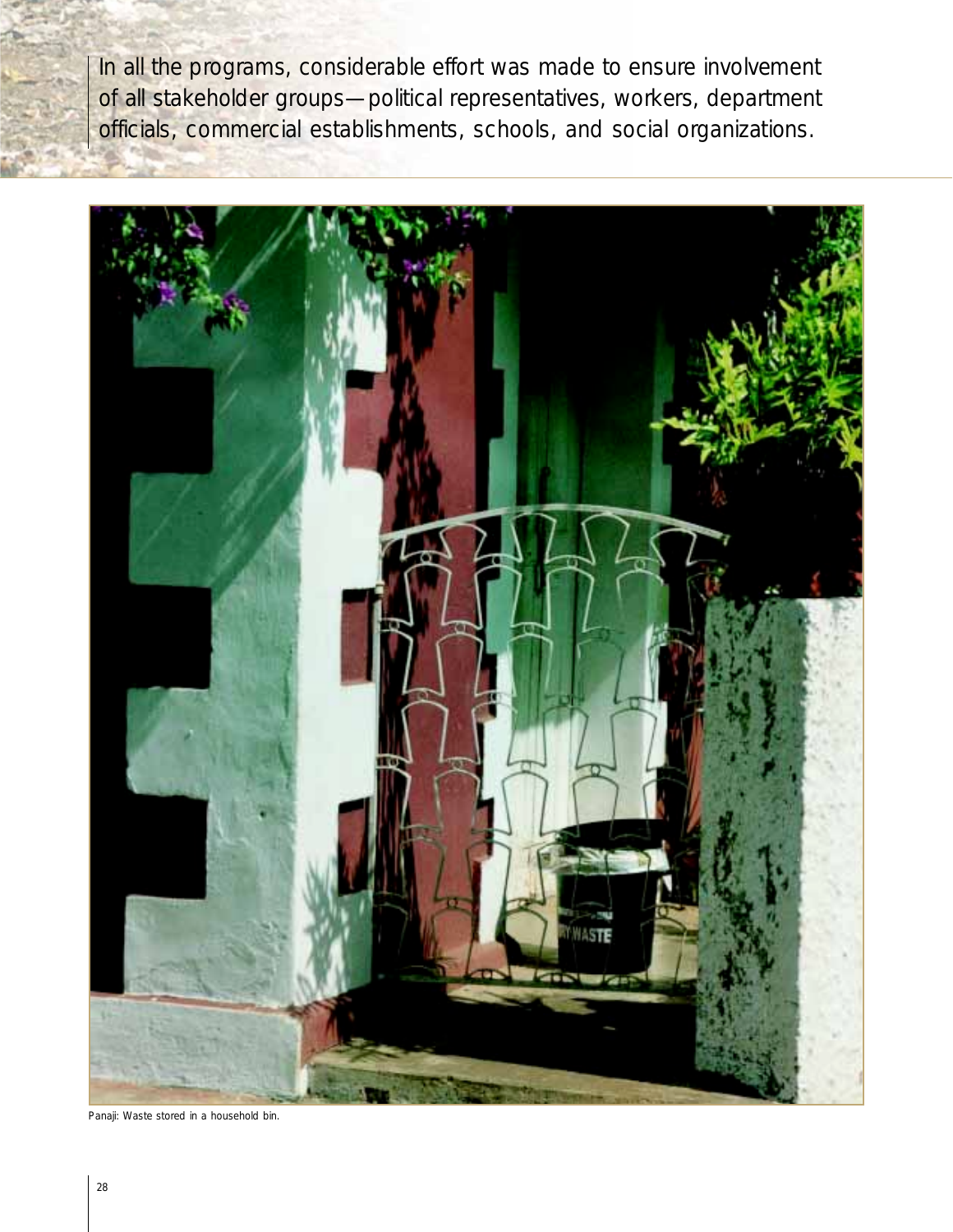In all the programs, considerable effort was made to ensure involvement of all stakeholder groups—political representatives, workers, department officials, commercial establishments, schools, and social organizations.

Panaji: Waste stored in a household bin.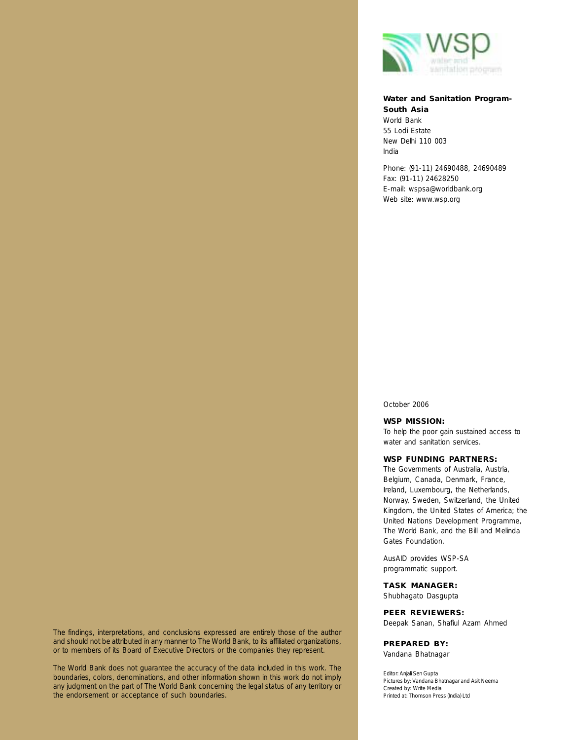**Water and Sanitation Program-South Asia**
World Bank
55 Lodi Estate
New Delhi 110 003
India

Phone: (91-11) 24690488, 24690489
Fax: (91-11) 24628250
E-mail: wspsa@worldbank.org
Web site: www.wsp.org

October 2006

**WSP MISSION:**
To help the poor gain sustained access to water and sanitation services.

**WSP FUNDING PARTNERS:**
The Governments of Australia, Austria, Belgium, Canada, Denmark, France, Ireland, Luxembourg, the Netherlands, Norway, Sweden, Switzerland, the United Kingdom, the United States of America; the United Nations Development Programme, The World Bank, and the Bill and Melinda Gates Foundation.

AusAID provides WSP-SA programmatic support.

**TASK MANAGER:**
Shubhagato Dasgupta

**PEER REVIEWERS:**
Deepak Sanan, Shafiul Azam Ahmed

**PREPARED BY:**
Vandana Bhatnagar

Editor: Anjali Sen Gupta
Pictures by: Vandana Bhatnagar and Asit Neema
Created by: Write Media
Printed at: Thomson Press (India) Ltd

The findings, interpretations, and conclusions expressed are entirely those of the author and should not be attributed in any manner to The World Bank, to its affiliated organizations, or to members of its Board of Executive Directors or the companies they represent.

The World Bank does not guarantee the accuracy of the data included in this work. The boundaries, colors, denominations, and other information shown in this work do not imply any judgment on the part of The World Bank concerning the legal status of any territory or the endorsement or acceptance of such boundaries.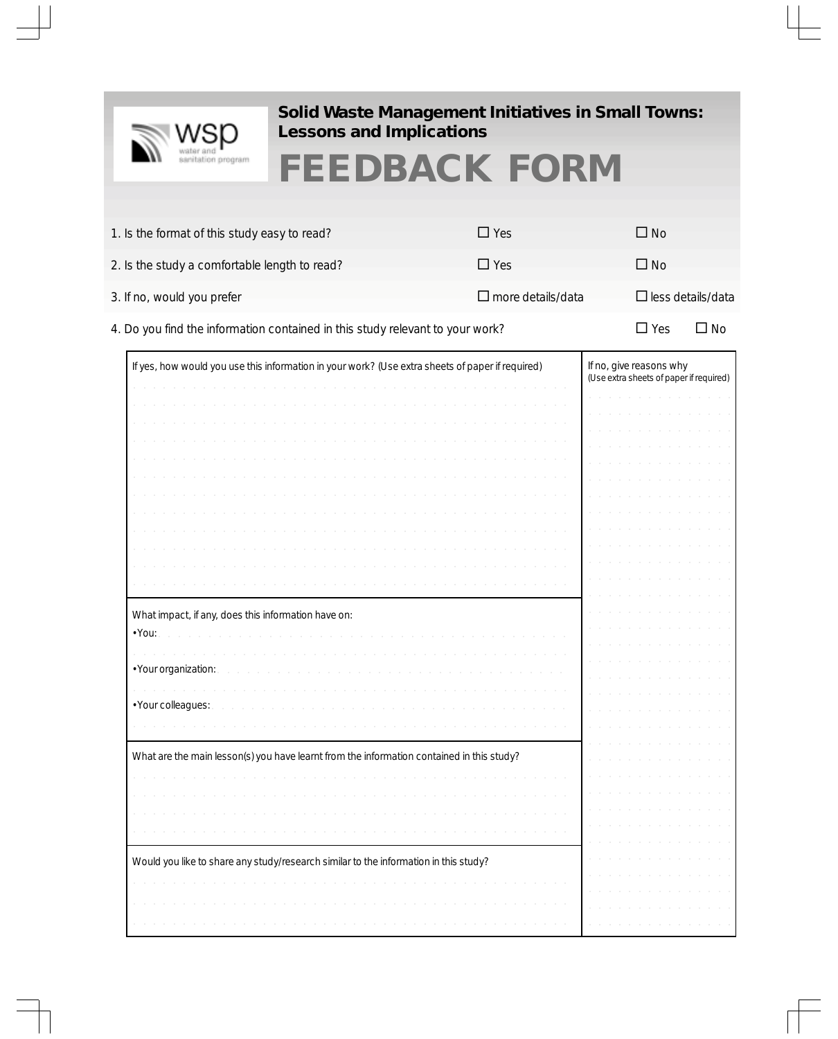wsp water and sanitation program

# Solid Waste Management Initiatives in Small Towns: Lessons and Implications

# FEEDBACK FORM

| | | |
|---|---|---|
| 1. Is the format of this study easy to read? | ☐ Yes | ☐ No |
| 2. Is the study a comfortable length to read? | ☐ Yes | ☐ No |
| 3. If no, would you prefer | ☐ more details/data | ☐ less details/data |
| 4. Do you find the information contained in this study relevant to your work? | ☐ Yes | ☐ No |

If yes, how would you use this information in your work? (Use extra sheets of paper if required)

What impact, if any, does this information have on:

- You:
- Your organization:
- Your colleagues:

What are the main lesson(s) you have learnt from the information contained in this study?

Would you like to share any study/research similar to the information in this study?

If no, give reasons why
(Use extra sheets of paper if required)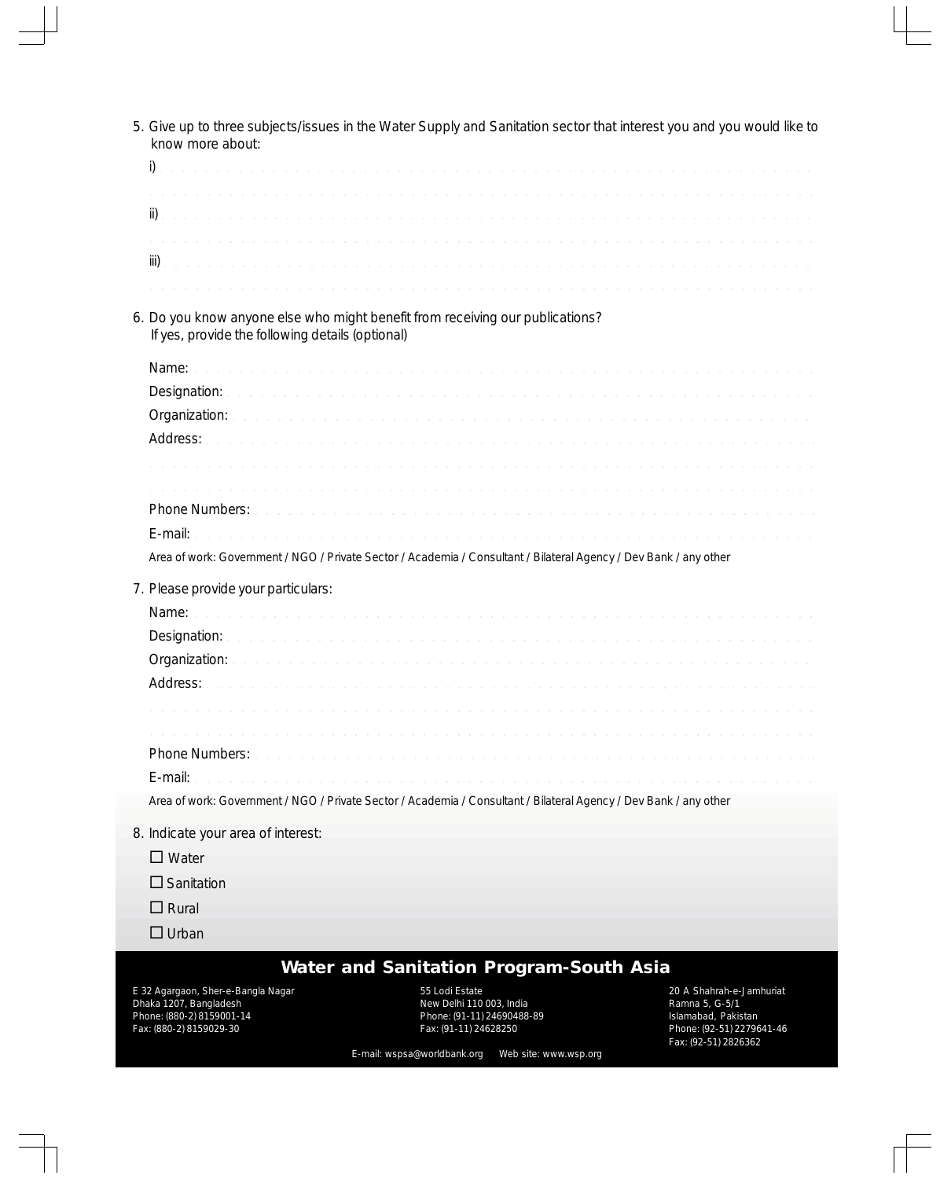5. Give up to three subjects/issues in the Water Supply and Sanitation sector that interest you and you would like to know more about:

   i) . . . . . . . . . . . . . . . . . . . . . . . . . . . . . . . . . . . . . . . . . . . . . . . . . . . . . . . .

   . . . . . . . . . . . . . . . . . . . . . . . . . . . . . . . . . . . . . . . . . . . . . . . . . . . . . . . . .

   ii) . . . . . . . . . . . . . . . . . . . . . . . . . . . . . . . . . . . . . . . . . . . . . . . . . . . . . . . .

   . . . . . . . . . . . . . . . . . . . . . . . . . . . . . . . . . . . . . . . . . . . . . . . . . . . . . . . . .

   iii) . . . . . . . . . . . . . . . . . . . . . . . . . . . . . . . . . . . . . . . . . . . . . . . . . . . . . . .

   . . . . . . . . . . . . . . . . . . . . . . . . . . . . . . . . . . . . . . . . . . . . . . . . . . . . . . . . .

6. Do you know anyone else who might benefit from receiving our publications?
   If yes, provide the following details (optional)

   Name: . . . . . . . . . . . . . . . . . . . . . . . . . . . . . . . . . . . . . . . . . . . . . . . . . . . . .

   Designation: . . . . . . . . . . . . . . . . . . . . . . . . . . . . . . . . . . . . . . . . . . . . . . . . . .

   Organization: . . . . . . . . . . . . . . . . . . . . . . . . . . . . . . . . . . . . . . . . . . . . . . . . .

   Address: . . . . . . . . . . . . . . . . . . . . . . . . . . . . . . . . . . . . . . . . . . . . . . . . . . . .

   . . . . . . . . . . . . . . . . . . . . . . . . . . . . . . . . . . . . . . . . . . . . . . . . . . . . . . . . .

   . . . . . . . . . . . . . . . . . . . . . . . . . . . . . . . . . . . . . . . . . . . . . . . . . . . . . . . .

   Phone Numbers: . . . . . . . . . . . . . . . . . . . . . . . . . . . . . . . . . . . . . . . . . . . . . . .

   E-mail: . . . . . . . . . . . . . . . . . . . . . . . . . . . . . . . . . . . . . . . . . . . . . . . . . . . . .

   Area of work: Government / NGO / Private Sector / Academia / Consultant / Bilateral Agency / Dev Bank / any other

7. Please provide your particulars:

   Name: . . . . . . . . . . . . . . . . . . . . . . . . . . . . . . . . . . . . . . . . . . . . . . . . . . . . .

   Designation: . . . . . . . . . . . . . . . . . . . . . . . . . . . . . . . . . . . . . . . . . . . . . . . . . .

   Organization: . . . . . . . . . . . . . . . . . . . . . . . . . . . . . . . . . . . . . . . . . . . . . . . . .

   Address: . . . . . . . . . . . . . . . . . . . . . . . . . . . . . . . . . . . . . . . . . . . . . . . . . . . .

   . . . . . . . . . . . . . . . . . . . . . . . . . . . . . . . . . . . . . . . . . . . . . . . . . . . . . . . . .

   . . . . . . . . . . . . . . . . . . . . . . . . . . . . . . . . . . . . . . . . . . . . . . . . . . . . . . . . .

   Phone Numbers: . . . . . . . . . . . . . . . . . . . . . . . . . . . . . . . . . . . . . . . . . . . . . . .

   E-mail: . . . . . . . . . . . . . . . . . . . . . . . . . . . . . . . . . . . . . . . . . . . . . . . . . . . . .

   Area of work: Government / NGO / Private Sector / Academia / Consultant / Bilateral Agency / Dev Bank / any other

8. Indicate your area of interest:

   ☐ Water

   ☐ Sanitation

   ☐ Rural

   ☐ Urban

## Water and Sanitation Program-South Asia

E 32 Agargaon, Sher-e-Bangla Nagar
Dhaka 1207, Bangladesh
Phone: (880-2) 8159001-14
Fax: (880-2) 8159029-30

55 Lodi Estate
New Delhi 110 003, India
Phone: (91-11) 24690488-89
Fax: (91-11) 24628250

20 A Shahrah-e-Jamhuriat
Ramna 5, G-5/1
Islamabad, Pakistan
Phone: (92-51) 2279641-46
Fax: (92-51) 2826362

E-mail: wspsa@worldbank.org Web site: www.wsp.org